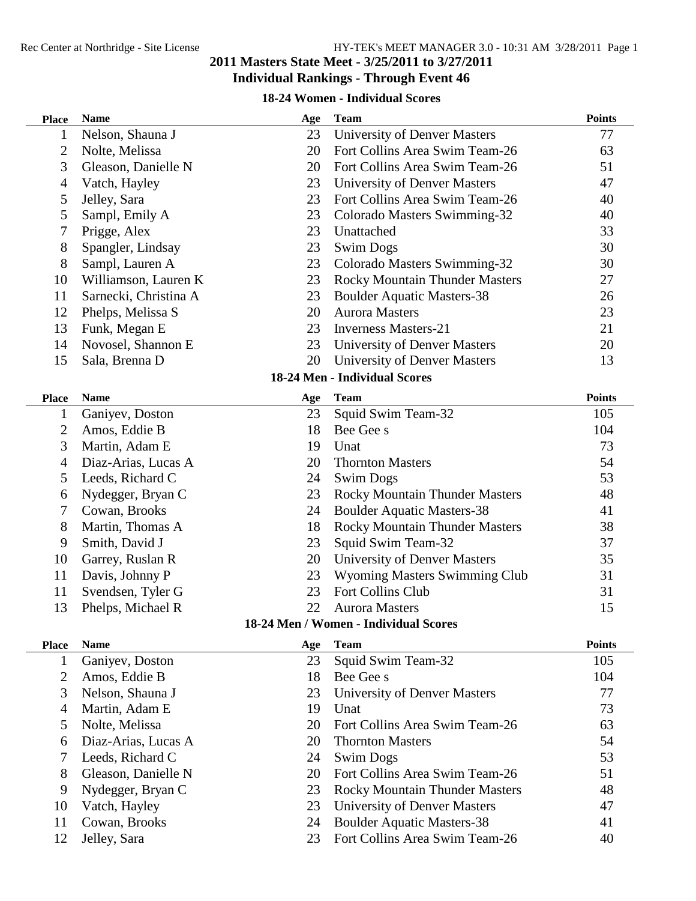# 2011 Masters State Meet - 3/25/2011 to 3/27/2011

## Individual Rankings - Through Event 46

### 18-24 Women - Individual Scores

| Place | Name | Age | Team | Points |
|---|---|---|---|---|
| 1 | Nelson, Shauna J | 23 | University of Denver Masters | 77 |
| 2 | Nolte, Melissa | 20 | Fort Collins Area Swim Team-26 | 63 |
| 3 | Gleason, Danielle N | 20 | Fort Collins Area Swim Team-26 | 51 |
| 4 | Vatch, Hayley | 23 | University of Denver Masters | 47 |
| 5 | Jelley, Sara | 23 | Fort Collins Area Swim Team-26 | 40 |
| 5 | Sampl, Emily A | 23 | Colorado Masters Swimming-32 | 40 |
| 7 | Prigge, Alex | 23 | Unattached | 33 |
| 8 | Spangler, Lindsay | 23 | Swim Dogs | 30 |
| 8 | Sampl, Lauren A | 23 | Colorado Masters Swimming-32 | 30 |
| 10 | Williamson, Lauren K | 23 | Rocky Mountain Thunder Masters | 27 |
| 11 | Sarnecki, Christina A | 23 | Boulder Aquatic Masters-38 | 26 |
| 12 | Phelps, Melissa S | 20 | Aurora Masters | 23 |
| 13 | Funk, Megan E | 23 | Inverness Masters-21 | 21 |
| 14 | Novosel, Shannon E | 23 | University of Denver Masters | 20 |
| 15 | Sala, Brenna D | 20 | University of Denver Masters | 13 |

### 18-24 Men - Individual Scores

| Place | Name | Age | Team | Points |
|---|---|---|---|---|
| 1 | Ganiyev, Doston | 23 | Squid Swim Team-32 | 105 |
| 2 | Amos, Eddie B | 18 | Bee Gee s | 104 |
| 3 | Martin, Adam E | 19 | Unat | 73 |
| 4 | Diaz-Arias, Lucas A | 20 | Thornton Masters | 54 |
| 5 | Leeds, Richard C | 24 | Swim Dogs | 53 |
| 6 | Nydegger, Bryan C | 23 | Rocky Mountain Thunder Masters | 48 |
| 7 | Cowan, Brooks | 24 | Boulder Aquatic Masters-38 | 41 |
| 8 | Martin, Thomas A | 18 | Rocky Mountain Thunder Masters | 38 |
| 9 | Smith, David J | 23 | Squid Swim Team-32 | 37 |
| 10 | Garrey, Ruslan R | 20 | University of Denver Masters | 35 |
| 11 | Davis, Johnny P | 23 | Wyoming Masters Swimming Club | 31 |
| 11 | Svendsen, Tyler G | 23 | Fort Collins Club | 31 |
| 13 | Phelps, Michael R | 22 | Aurora Masters | 15 |

### 18-24 Men / Women - Individual Scores

| Place | Name | Age | Team | Points |
|---|---|---|---|---|
| 1 | Ganiyev, Doston | 23 | Squid Swim Team-32 | 105 |
| 2 | Amos, Eddie B | 18 | Bee Gee s | 104 |
| 3 | Nelson, Shauna J | 23 | University of Denver Masters | 77 |
| 4 | Martin, Adam E | 19 | Unat | 73 |
| 5 | Nolte, Melissa | 20 | Fort Collins Area Swim Team-26 | 63 |
| 6 | Diaz-Arias, Lucas A | 20 | Thornton Masters | 54 |
| 7 | Leeds, Richard C | 24 | Swim Dogs | 53 |
| 8 | Gleason, Danielle N | 20 | Fort Collins Area Swim Team-26 | 51 |
| 9 | Nydegger, Bryan C | 23 | Rocky Mountain Thunder Masters | 48 |
| 10 | Vatch, Hayley | 23 | University of Denver Masters | 47 |
| 11 | Cowan, Brooks | 24 | Boulder Aquatic Masters-38 | 41 |
| 12 | Jelley, Sara | 23 | Fort Collins Area Swim Team-26 | 40 |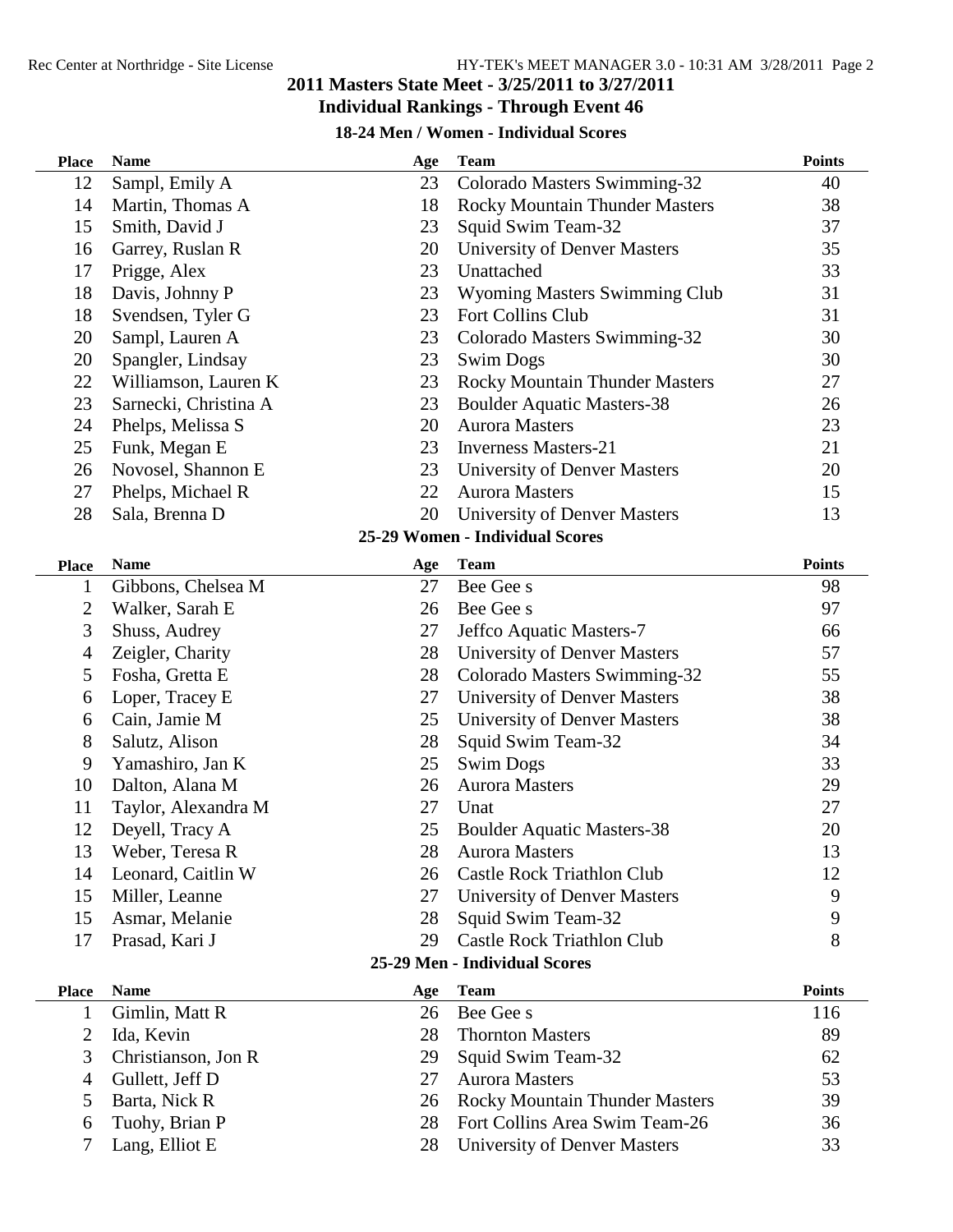## 2011 Masters State Meet - 3/25/2011 to 3/27/2011

### Individual Rankings - Through Event 46

#### 18-24 Men / Women - Individual Scores

| Place | Name | Age | Team | Points |
|---|---|---|---|---|
| 12 | Sampl, Emily A | 23 | Colorado Masters Swimming-32 | 40 |
| 14 | Martin, Thomas A | 18 | Rocky Mountain Thunder Masters | 38 |
| 15 | Smith, David J | 23 | Squid Swim Team-32 | 37 |
| 16 | Garrey, Ruslan R | 20 | University of Denver Masters | 35 |
| 17 | Prigge, Alex | 23 | Unattached | 33 |
| 18 | Davis, Johnny P | 23 | Wyoming Masters Swimming Club | 31 |
| 18 | Svendsen, Tyler G | 23 | Fort Collins Club | 31 |
| 20 | Sampl, Lauren A | 23 | Colorado Masters Swimming-32 | 30 |
| 20 | Spangler, Lindsay | 23 | Swim Dogs | 30 |
| 22 | Williamson, Lauren K | 23 | Rocky Mountain Thunder Masters | 27 |
| 23 | Sarnecki, Christina A | 23 | Boulder Aquatic Masters-38 | 26 |
| 24 | Phelps, Melissa S | 20 | Aurora Masters | 23 |
| 25 | Funk, Megan E | 23 | Inverness Masters-21 | 21 |
| 26 | Novosel, Shannon E | 23 | University of Denver Masters | 20 |
| 27 | Phelps, Michael R | 22 | Aurora Masters | 15 |
| 28 | Sala, Brenna D | 20 | University of Denver Masters | 13 |

#### 25-29 Women - Individual Scores

| Place | Name | Age | Team | Points |
|---|---|---|---|---|
| 1 | Gibbons, Chelsea M | 27 | Bee Gee s | 98 |
| 2 | Walker, Sarah E | 26 | Bee Gee s | 97 |
| 3 | Shuss, Audrey | 27 | Jeffco Aquatic Masters-7 | 66 |
| 4 | Zeigler, Charity | 28 | University of Denver Masters | 57 |
| 5 | Fosha, Gretta E | 28 | Colorado Masters Swimming-32 | 55 |
| 6 | Loper, Tracey E | 27 | University of Denver Masters | 38 |
| 6 | Cain, Jamie M | 25 | University of Denver Masters | 38 |
| 8 | Salutz, Alison | 28 | Squid Swim Team-32 | 34 |
| 9 | Yamashiro, Jan K | 25 | Swim Dogs | 33 |
| 10 | Dalton, Alana M | 26 | Aurora Masters | 29 |
| 11 | Taylor, Alexandra M | 27 | Unat | 27 |
| 12 | Deyell, Tracy A | 25 | Boulder Aquatic Masters-38 | 20 |
| 13 | Weber, Teresa R | 28 | Aurora Masters | 13 |
| 14 | Leonard, Caitlin W | 26 | Castle Rock Triathlon Club | 12 |
| 15 | Miller, Leanne | 27 | University of Denver Masters | 9 |
| 15 | Asmar, Melanie | 28 | Squid Swim Team-32 | 9 |
| 17 | Prasad, Kari J | 29 | Castle Rock Triathlon Club | 8 |

#### 25-29 Men - Individual Scores

| Place | Name | Age | Team | Points |
|---|---|---|---|---|
| 1 | Gimlin, Matt R | 26 | Bee Gee s | 116 |
| 2 | Ida, Kevin | 28 | Thornton Masters | 89 |
| 3 | Christianson, Jon R | 29 | Squid Swim Team-32 | 62 |
| 4 | Gullett, Jeff D | 27 | Aurora Masters | 53 |
| 5 | Barta, Nick R | 26 | Rocky Mountain Thunder Masters | 39 |
| 6 | Tuohy, Brian P | 28 | Fort Collins Area Swim Team-26 | 36 |
| 7 | Lang, Elliot E | 28 | University of Denver Masters | 33 |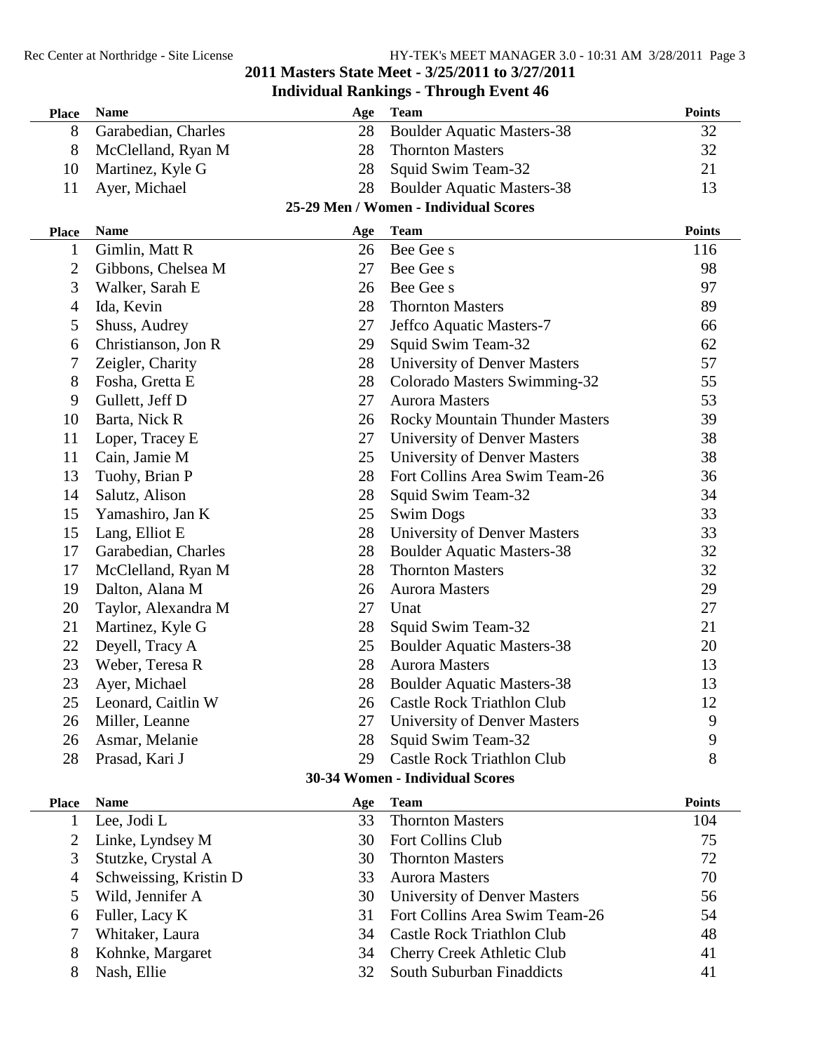## 2011 Masters State Meet - 3/25/2011 to 3/27/2011

### Individual Rankings - Through Event 46

| Place | Name | Age | Team | Points |
|---|---|---|---|---|
| 8 | Garabedian, Charles | 28 | Boulder Aquatic Masters-38 | 32 |
| 8 | McClelland, Ryan M | 28 | Thornton Masters | 32 |
| 10 | Martinez, Kyle G | 28 | Squid Swim Team-32 | 21 |
| 11 | Ayer, Michael | 28 | Boulder Aquatic Masters-38 | 13 |

### 25-29 Men / Women - Individual Scores

| Place | Name | Age | Team | Points |
|---|---|---|---|---|
| 1 | Gimlin, Matt R | 26 | Bee Gee s | 116 |
| 2 | Gibbons, Chelsea M | 27 | Bee Gee s | 98 |
| 3 | Walker, Sarah E | 26 | Bee Gee s | 97 |
| 4 | Ida, Kevin | 28 | Thornton Masters | 89 |
| 5 | Shuss, Audrey | 27 | Jeffco Aquatic Masters-7 | 66 |
| 6 | Christianson, Jon R | 29 | Squid Swim Team-32 | 62 |
| 7 | Zeigler, Charity | 28 | University of Denver Masters | 57 |
| 8 | Fosha, Gretta E | 28 | Colorado Masters Swimming-32 | 55 |
| 9 | Gullett, Jeff D | 27 | Aurora Masters | 53 |
| 10 | Barta, Nick R | 26 | Rocky Mountain Thunder Masters | 39 |
| 11 | Loper, Tracey E | 27 | University of Denver Masters | 38 |
| 11 | Cain, Jamie M | 25 | University of Denver Masters | 38 |
| 13 | Tuohy, Brian P | 28 | Fort Collins Area Swim Team-26 | 36 |
| 14 | Salutz, Alison | 28 | Squid Swim Team-32 | 34 |
| 15 | Yamashiro, Jan K | 25 | Swim Dogs | 33 |
| 15 | Lang, Elliot E | 28 | University of Denver Masters | 33 |
| 17 | Garabedian, Charles | 28 | Boulder Aquatic Masters-38 | 32 |
| 17 | McClelland, Ryan M | 28 | Thornton Masters | 32 |
| 19 | Dalton, Alana M | 26 | Aurora Masters | 29 |
| 20 | Taylor, Alexandra M | 27 | Unat | 27 |
| 21 | Martinez, Kyle G | 28 | Squid Swim Team-32 | 21 |
| 22 | Deyell, Tracy A | 25 | Boulder Aquatic Masters-38 | 20 |
| 23 | Weber, Teresa R | 28 | Aurora Masters | 13 |
| 23 | Ayer, Michael | 28 | Boulder Aquatic Masters-38 | 13 |
| 25 | Leonard, Caitlin W | 26 | Castle Rock Triathlon Club | 12 |
| 26 | Miller, Leanne | 27 | University of Denver Masters | 9 |
| 26 | Asmar, Melanie | 28 | Squid Swim Team-32 | 9 |
| 28 | Prasad, Kari J | 29 | Castle Rock Triathlon Club | 8 |

### 30-34 Women - Individual Scores

| Place | Name | Age | Team | Points |
|---|---|---|---|---|
| 1 | Lee, Jodi L | 33 | Thornton Masters | 104 |
| 2 | Linke, Lyndsey M | 30 | Fort Collins Club | 75 |
| 3 | Stutzke, Crystal A | 30 | Thornton Masters | 72 |
| 4 | Schweissing, Kristin D | 33 | Aurora Masters | 70 |
| 5 | Wild, Jennifer A | 30 | University of Denver Masters | 56 |
| 6 | Fuller, Lacy K | 31 | Fort Collins Area Swim Team-26 | 54 |
| 7 | Whitaker, Laura | 34 | Castle Rock Triathlon Club | 48 |
| 8 | Kohnke, Margaret | 34 | Cherry Creek Athletic Club | 41 |
| 8 | Nash, Ellie | 32 | South Suburban Finaddicts | 41 |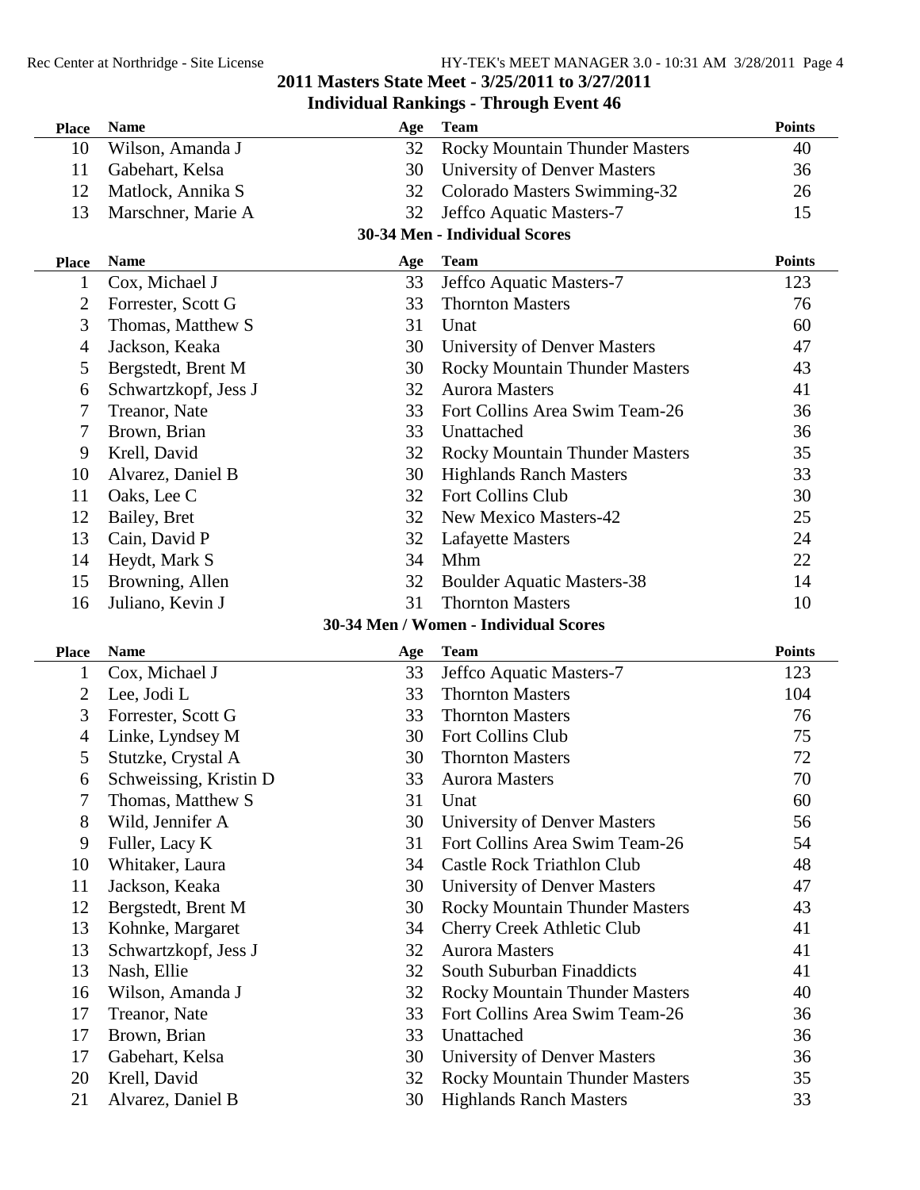## 2011 Masters State Meet - 3/25/2011 to 3/27/2011

### Individual Rankings - Through Event 46

| Place | Name | Age | Team | Points |
|---|---|---|---|---|
| 10 | Wilson, Amanda J | 32 | Rocky Mountain Thunder Masters | 40 |
| 11 | Gabehart, Kelsa | 30 | University of Denver Masters | 36 |
| 12 | Matlock, Annika S | 32 | Colorado Masters Swimming-32 | 26 |
| 13 | Marschner, Marie A | 32 | Jeffco Aquatic Masters-7 | 15 |

### 30-34 Men - Individual Scores

| Place | Name | Age | Team | Points |
|---|---|---|---|---|
| 1 | Cox, Michael J | 33 | Jeffco Aquatic Masters-7 | 123 |
| 2 | Forrester, Scott G | 33 | Thornton Masters | 76 |
| 3 | Thomas, Matthew S | 31 | Unat | 60 |
| 4 | Jackson, Keaka | 30 | University of Denver Masters | 47 |
| 5 | Bergstedt, Brent M | 30 | Rocky Mountain Thunder Masters | 43 |
| 6 | Schwartzkopf, Jess J | 32 | Aurora Masters | 41 |
| 7 | Treanor, Nate | 33 | Fort Collins Area Swim Team-26 | 36 |
| 7 | Brown, Brian | 33 | Unattached | 36 |
| 9 | Krell, David | 32 | Rocky Mountain Thunder Masters | 35 |
| 10 | Alvarez, Daniel B | 30 | Highlands Ranch Masters | 33 |
| 11 | Oaks, Lee C | 32 | Fort Collins Club | 30 |
| 12 | Bailey, Bret | 32 | New Mexico Masters-42 | 25 |
| 13 | Cain, David P | 32 | Lafayette Masters | 24 |
| 14 | Heydt, Mark S | 34 | Mhm | 22 |
| 15 | Browning, Allen | 32 | Boulder Aquatic Masters-38 | 14 |
| 16 | Juliano, Kevin J | 31 | Thornton Masters | 10 |

### 30-34 Men / Women - Individual Scores

| Place | Name | Age | Team | Points |
|---|---|---|---|---|
| 1 | Cox, Michael J | 33 | Jeffco Aquatic Masters-7 | 123 |
| 2 | Lee, Jodi L | 33 | Thornton Masters | 104 |
| 3 | Forrester, Scott G | 33 | Thornton Masters | 76 |
| 4 | Linke, Lyndsey M | 30 | Fort Collins Club | 75 |
| 5 | Stutzke, Crystal A | 30 | Thornton Masters | 72 |
| 6 | Schweissing, Kristin D | 33 | Aurora Masters | 70 |
| 7 | Thomas, Matthew S | 31 | Unat | 60 |
| 8 | Wild, Jennifer A | 30 | University of Denver Masters | 56 |
| 9 | Fuller, Lacy K | 31 | Fort Collins Area Swim Team-26 | 54 |
| 10 | Whitaker, Laura | 34 | Castle Rock Triathlon Club | 48 |
| 11 | Jackson, Keaka | 30 | University of Denver Masters | 47 |
| 12 | Bergstedt, Brent M | 30 | Rocky Mountain Thunder Masters | 43 |
| 13 | Kohnke, Margaret | 34 | Cherry Creek Athletic Club | 41 |
| 13 | Schwartzkopf, Jess J | 32 | Aurora Masters | 41 |
| 13 | Nash, Ellie | 32 | South Suburban Finaddicts | 41 |
| 16 | Wilson, Amanda J | 32 | Rocky Mountain Thunder Masters | 40 |
| 17 | Treanor, Nate | 33 | Fort Collins Area Swim Team-26 | 36 |
| 17 | Brown, Brian | 33 | Unattached | 36 |
| 17 | Gabehart, Kelsa | 30 | University of Denver Masters | 36 |
| 20 | Krell, David | 32 | Rocky Mountain Thunder Masters | 35 |
| 21 | Alvarez, Daniel B | 30 | Highlands Ranch Masters | 33 |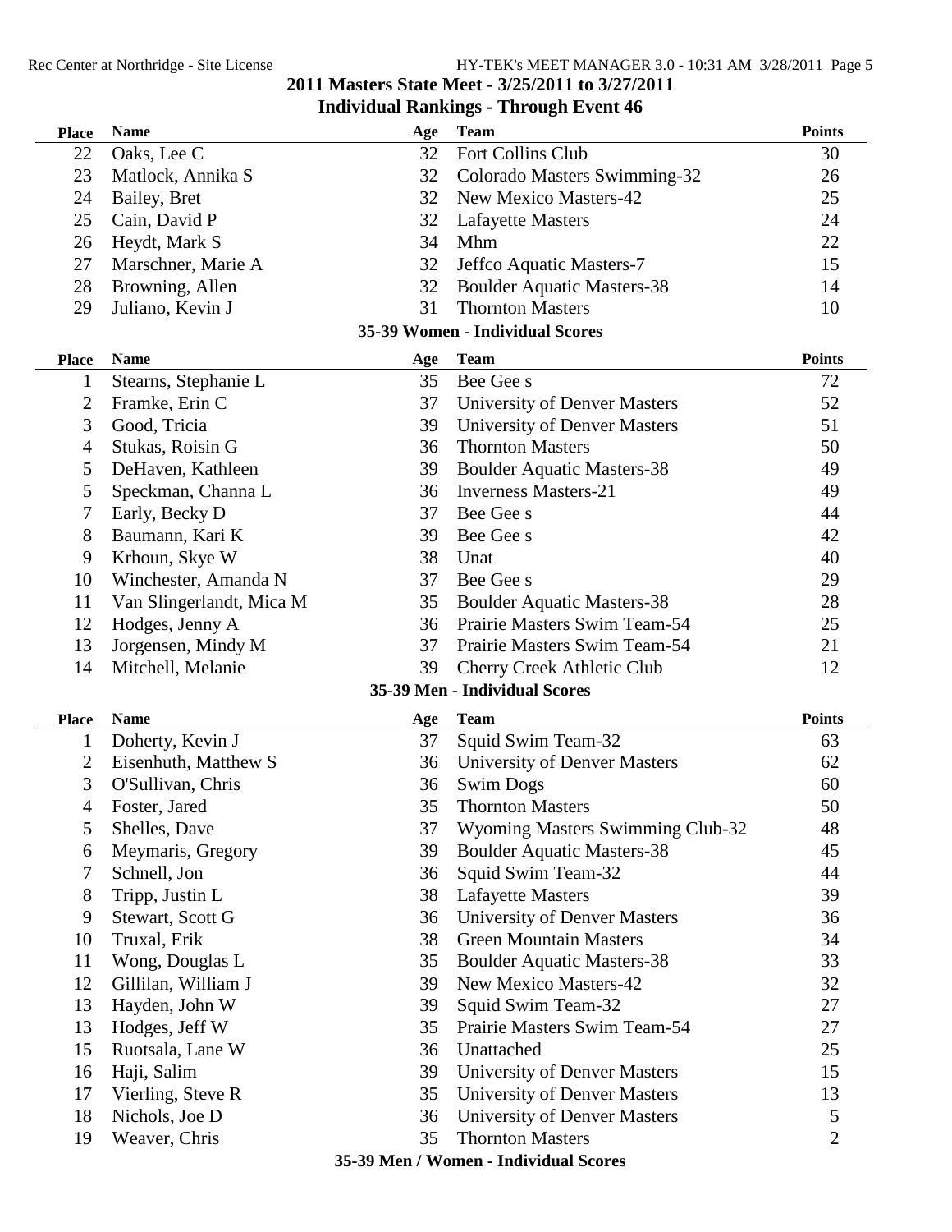## 2011 Masters State Meet - 3/25/2011 to 3/27/2011

### Individual Rankings - Through Event 46

| Place | Name | Age | Team | Points |
|---|---|---|---|---|
| 22 | Oaks, Lee C | 32 | Fort Collins Club | 30 |
| 23 | Matlock, Annika S | 32 | Colorado Masters Swimming-32 | 26 |
| 24 | Bailey, Bret | 32 | New Mexico Masters-42 | 25 |
| 25 | Cain, David P | 32 | Lafayette Masters | 24 |
| 26 | Heydt, Mark S | 34 | Mhm | 22 |
| 27 | Marschner, Marie A | 32 | Jeffco Aquatic Masters-7 | 15 |
| 28 | Browning, Allen | 32 | Boulder Aquatic Masters-38 | 14 |
| 29 | Juliano, Kevin J | 31 | Thornton Masters | 10 |

### 35-39 Women - Individual Scores

| Place | Name | Age | Team | Points |
|---|---|---|---|---|
| 1 | Stearns, Stephanie L | 35 | Bee Gee s | 72 |
| 2 | Framke, Erin C | 37 | University of Denver Masters | 52 |
| 3 | Good, Tricia | 39 | University of Denver Masters | 51 |
| 4 | Stukas, Roisin G | 36 | Thornton Masters | 50 |
| 5 | DeHaven, Kathleen | 39 | Boulder Aquatic Masters-38 | 49 |
| 5 | Speckman, Channa L | 36 | Inverness Masters-21 | 49 |
| 7 | Early, Becky D | 37 | Bee Gee s | 44 |
| 8 | Baumann, Kari K | 39 | Bee Gee s | 42 |
| 9 | Krhoun, Skye W | 38 | Unat | 40 |
| 10 | Winchester, Amanda N | 37 | Bee Gee s | 29 |
| 11 | Van Slingerlandt, Mica M | 35 | Boulder Aquatic Masters-38 | 28 |
| 12 | Hodges, Jenny A | 36 | Prairie Masters Swim Team-54 | 25 |
| 13 | Jorgensen, Mindy M | 37 | Prairie Masters Swim Team-54 | 21 |
| 14 | Mitchell, Melanie | 39 | Cherry Creek Athletic Club | 12 |

### 35-39 Men - Individual Scores

| Place | Name | Age | Team | Points |
|---|---|---|---|---|
| 1 | Doherty, Kevin J | 37 | Squid Swim Team-32 | 63 |
| 2 | Eisenhuth, Matthew S | 36 | University of Denver Masters | 62 |
| 3 | O'Sullivan, Chris | 36 | Swim Dogs | 60 |
| 4 | Foster, Jared | 35 | Thornton Masters | 50 |
| 5 | Shelles, Dave | 37 | Wyoming Masters Swimming Club-32 | 48 |
| 6 | Meymaris, Gregory | 39 | Boulder Aquatic Masters-38 | 45 |
| 7 | Schnell, Jon | 36 | Squid Swim Team-32 | 44 |
| 8 | Tripp, Justin L | 38 | Lafayette Masters | 39 |
| 9 | Stewart, Scott G | 36 | University of Denver Masters | 36 |
| 10 | Truxal, Erik | 38 | Green Mountain Masters | 34 |
| 11 | Wong, Douglas L | 35 | Boulder Aquatic Masters-38 | 33 |
| 12 | Gillilan, William J | 39 | New Mexico Masters-42 | 32 |
| 13 | Hayden, John W | 39 | Squid Swim Team-32 | 27 |
| 13 | Hodges, Jeff W | 35 | Prairie Masters Swim Team-54 | 27 |
| 15 | Ruotsala, Lane W | 36 | Unattached | 25 |
| 16 | Haji, Salim | 39 | University of Denver Masters | 15 |
| 17 | Vierling, Steve R | 35 | University of Denver Masters | 13 |
| 18 | Nichols, Joe D | 36 | University of Denver Masters | 5 |
| 19 | Weaver, Chris | 35 | Thornton Masters | 2 |

### 35-39 Men / Women - Individual Scores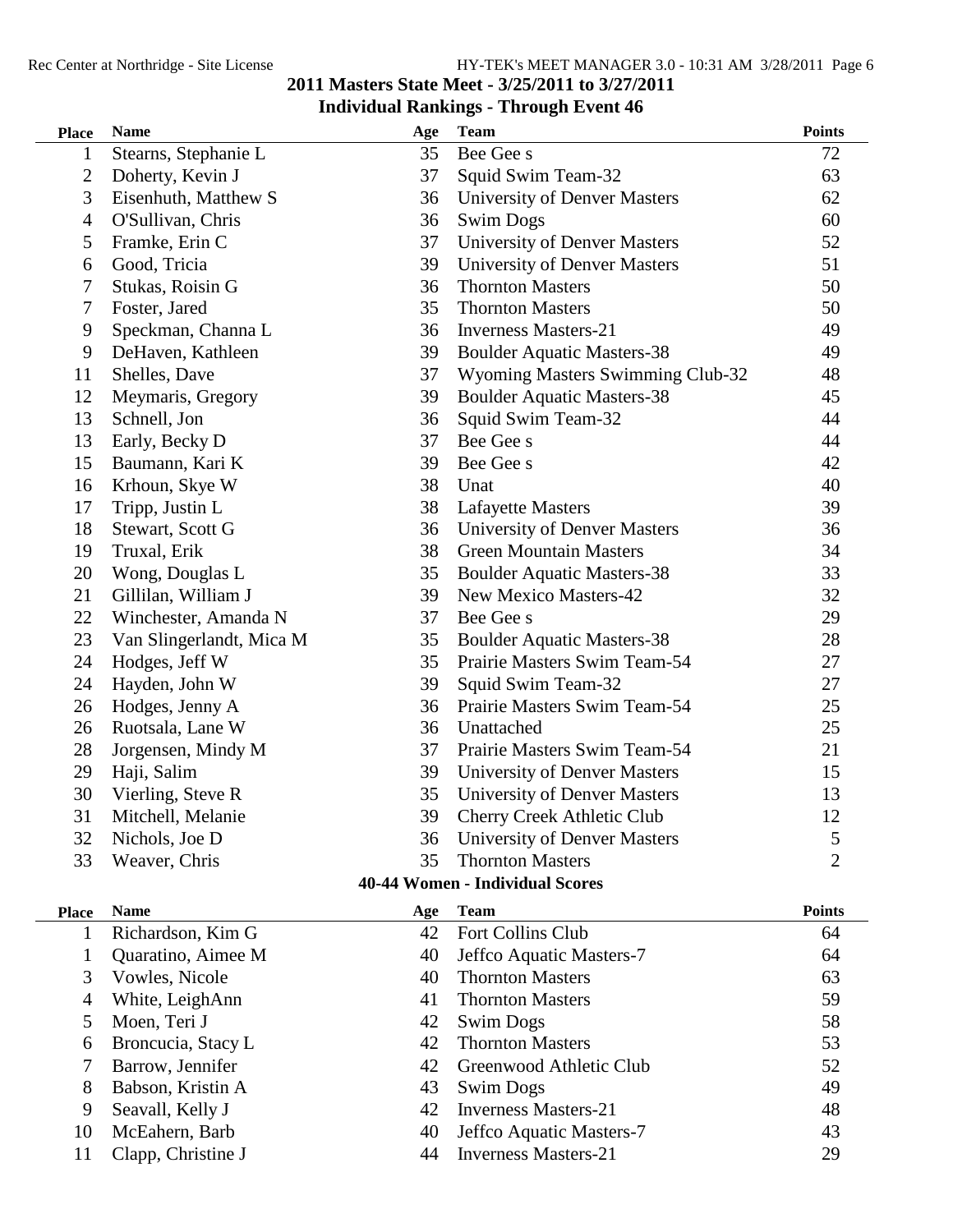## 2011 Masters State Meet - 3/25/2011 to 3/27/2011

### Individual Rankings - Through Event 46

| Place | Name | Age | Team | Points |
|---|---|---|---|---|
| 1 | Stearns, Stephanie L | 35 | Bee Gee s | 72 |
| 2 | Doherty, Kevin J | 37 | Squid Swim Team-32 | 63 |
| 3 | Eisenhuth, Matthew S | 36 | University of Denver Masters | 62 |
| 4 | O'Sullivan, Chris | 36 | Swim Dogs | 60 |
| 5 | Framke, Erin C | 37 | University of Denver Masters | 52 |
| 6 | Good, Tricia | 39 | University of Denver Masters | 51 |
| 7 | Stukas, Roisin G | 36 | Thornton Masters | 50 |
| 7 | Foster, Jared | 35 | Thornton Masters | 50 |
| 9 | Speckman, Channa L | 36 | Inverness Masters-21 | 49 |
| 9 | DeHaven, Kathleen | 39 | Boulder Aquatic Masters-38 | 49 |
| 11 | Shelles, Dave | 37 | Wyoming Masters Swimming Club-32 | 48 |
| 12 | Meymaris, Gregory | 39 | Boulder Aquatic Masters-38 | 45 |
| 13 | Schnell, Jon | 36 | Squid Swim Team-32 | 44 |
| 13 | Early, Becky D | 37 | Bee Gee s | 44 |
| 15 | Baumann, Kari K | 39 | Bee Gee s | 42 |
| 16 | Krhoun, Skye W | 38 | Unat | 40 |
| 17 | Tripp, Justin L | 38 | Lafayette Masters | 39 |
| 18 | Stewart, Scott G | 36 | University of Denver Masters | 36 |
| 19 | Truxal, Erik | 38 | Green Mountain Masters | 34 |
| 20 | Wong, Douglas L | 35 | Boulder Aquatic Masters-38 | 33 |
| 21 | Gillilan, William J | 39 | New Mexico Masters-42 | 32 |
| 22 | Winchester, Amanda N | 37 | Bee Gee s | 29 |
| 23 | Van Slingerlandt, Mica M | 35 | Boulder Aquatic Masters-38 | 28 |
| 24 | Hodges, Jeff W | 35 | Prairie Masters Swim Team-54 | 27 |
| 24 | Hayden, John W | 39 | Squid Swim Team-32 | 27 |
| 26 | Hodges, Jenny A | 36 | Prairie Masters Swim Team-54 | 25 |
| 26 | Ruotsala, Lane W | 36 | Unattached | 25 |
| 28 | Jorgensen, Mindy M | 37 | Prairie Masters Swim Team-54 | 21 |
| 29 | Haji, Salim | 39 | University of Denver Masters | 15 |
| 30 | Vierling, Steve R | 35 | University of Denver Masters | 13 |
| 31 | Mitchell, Melanie | 39 | Cherry Creek Athletic Club | 12 |
| 32 | Nichols, Joe D | 36 | University of Denver Masters | 5 |
| 33 | Weaver, Chris | 35 | Thornton Masters | 2 |

### 40-44 Women - Individual Scores

| Place | Name | Age | Team | Points |
|---|---|---|---|---|
| 1 | Richardson, Kim G | 42 | Fort Collins Club | 64 |
| 1 | Quaratino, Aimee M | 40 | Jeffco Aquatic Masters-7 | 64 |
| 3 | Vowles, Nicole | 40 | Thornton Masters | 63 |
| 4 | White, LeighAnn | 41 | Thornton Masters | 59 |
| 5 | Moen, Teri J | 42 | Swim Dogs | 58 |
| 6 | Broncucia, Stacy L | 42 | Thornton Masters | 53 |
| 7 | Barrow, Jennifer | 42 | Greenwood Athletic Club | 52 |
| 8 | Babson, Kristin A | 43 | Swim Dogs | 49 |
| 9 | Seavall, Kelly J | 42 | Inverness Masters-21 | 48 |
| 10 | McEahern, Barb | 40 | Jeffco Aquatic Masters-7 | 43 |
| 11 | Clapp, Christine J | 44 | Inverness Masters-21 | 29 |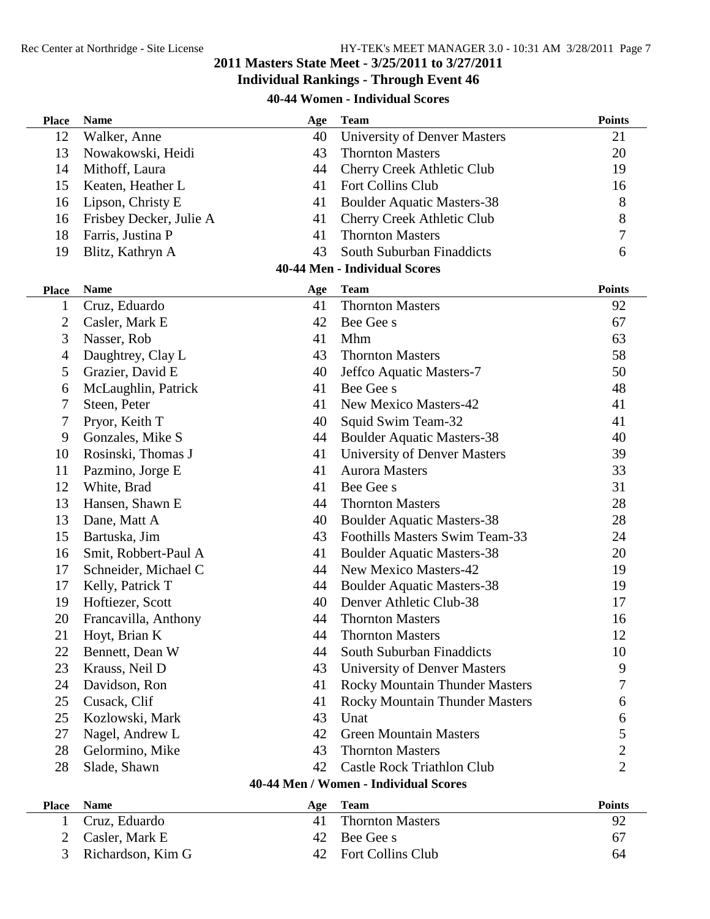## 2011 Masters State Meet - 3/25/2011 to 3/27/2011

### Individual Rankings - Through Event 46

#### 40-44 Women - Individual Scores

| Place | Name | Age | Team | Points |
|---|---|---|---|---|
| 12 | Walker, Anne | 40 | University of Denver Masters | 21 |
| 13 | Nowakowski, Heidi | 43 | Thornton Masters | 20 |
| 14 | Mithoff, Laura | 44 | Cherry Creek Athletic Club | 19 |
| 15 | Keaten, Heather L | 41 | Fort Collins Club | 16 |
| 16 | Lipson, Christy E | 41 | Boulder Aquatic Masters-38 | 8 |
| 16 | Frisbey Decker, Julie A | 41 | Cherry Creek Athletic Club | 8 |
| 18 | Farris, Justina P | 41 | Thornton Masters | 7 |
| 19 | Blitz, Kathryn A | 43 | South Suburban Finaddicts | 6 |

#### 40-44 Men - Individual Scores

| Place | Name | Age | Team | Points |
|---|---|---|---|---|
| 1 | Cruz, Eduardo | 41 | Thornton Masters | 92 |
| 2 | Casler, Mark E | 42 | Bee Gee s | 67 |
| 3 | Nasser, Rob | 41 | Mhm | 63 |
| 4 | Daughtrey, Clay L | 43 | Thornton Masters | 58 |
| 5 | Grazier, David E | 40 | Jeffco Aquatic Masters-7 | 50 |
| 6 | McLaughlin, Patrick | 41 | Bee Gee s | 48 |
| 7 | Steen, Peter | 41 | New Mexico Masters-42 | 41 |
| 7 | Pryor, Keith T | 40 | Squid Swim Team-32 | 41 |
| 9 | Gonzales, Mike S | 44 | Boulder Aquatic Masters-38 | 40 |
| 10 | Rosinski, Thomas J | 41 | University of Denver Masters | 39 |
| 11 | Pazmino, Jorge E | 41 | Aurora Masters | 33 |
| 12 | White, Brad | 41 | Bee Gee s | 31 |
| 13 | Hansen, Shawn E | 44 | Thornton Masters | 28 |
| 13 | Dane, Matt A | 40 | Boulder Aquatic Masters-38 | 28 |
| 15 | Bartuska, Jim | 43 | Foothills Masters Swim Team-33 | 24 |
| 16 | Smit, Robbert-Paul A | 41 | Boulder Aquatic Masters-38 | 20 |
| 17 | Schneider, Michael C | 44 | New Mexico Masters-42 | 19 |
| 17 | Kelly, Patrick T | 44 | Boulder Aquatic Masters-38 | 19 |
| 19 | Hoftiezer, Scott | 40 | Denver Athletic Club-38 | 17 |
| 20 | Francavilla, Anthony | 44 | Thornton Masters | 16 |
| 21 | Hoyt, Brian K | 44 | Thornton Masters | 12 |
| 22 | Bennett, Dean W | 44 | South Suburban Finaddicts | 10 |
| 23 | Krauss, Neil D | 43 | University of Denver Masters | 9 |
| 24 | Davidson, Ron | 41 | Rocky Mountain Thunder Masters | 7 |
| 25 | Cusack, Clif | 41 | Rocky Mountain Thunder Masters | 6 |
| 25 | Kozlowski, Mark | 43 | Unat | 6 |
| 27 | Nagel, Andrew L | 42 | Green Mountain Masters | 5 |
| 28 | Gelormino, Mike | 43 | Thornton Masters | 2 |
| 28 | Slade, Shawn | 42 | Castle Rock Triathlon Club | 2 |

#### 40-44 Men / Women - Individual Scores

| Place | Name | Age | Team | Points |
|---|---|---|---|---|
| 1 | Cruz, Eduardo | 41 | Thornton Masters | 92 |
| 2 | Casler, Mark E | 42 | Bee Gee s | 67 |
| 3 | Richardson, Kim G | 42 | Fort Collins Club | 64 |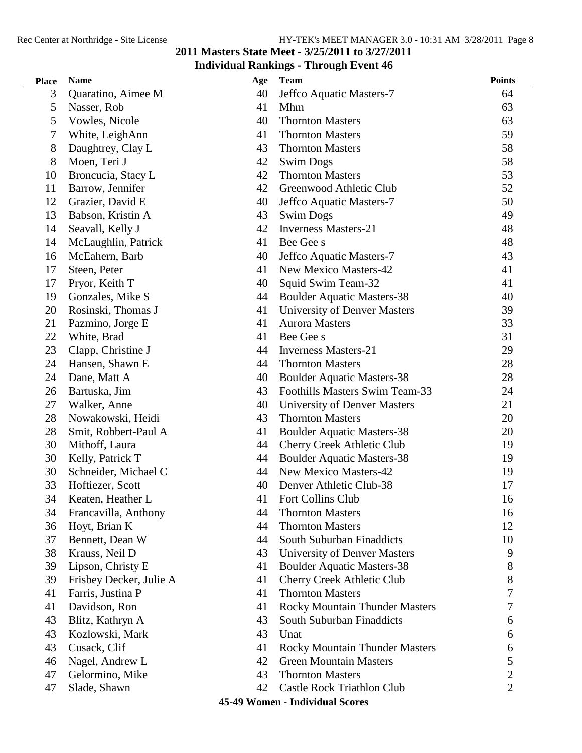## 2011 Masters State Meet - 3/25/2011 to 3/27/2011

### Individual Rankings - Through Event 46

| Place | Name | Age | Team | Points |
|---|---|---|---|---|
| 3 | Quaratino, Aimee M | 40 | Jeffco Aquatic Masters-7 | 64 |
| 5 | Nasser, Rob | 41 | Mhm | 63 |
| 5 | Vowles, Nicole | 40 | Thornton Masters | 63 |
| 7 | White, LeighAnn | 41 | Thornton Masters | 59 |
| 8 | Daughtrey, Clay L | 43 | Thornton Masters | 58 |
| 8 | Moen, Teri J | 42 | Swim Dogs | 58 |
| 10 | Broncucia, Stacy L | 42 | Thornton Masters | 53 |
| 11 | Barrow, Jennifer | 42 | Greenwood Athletic Club | 52 |
| 12 | Grazier, David E | 40 | Jeffco Aquatic Masters-7 | 50 |
| 13 | Babson, Kristin A | 43 | Swim Dogs | 49 |
| 14 | Seavall, Kelly J | 42 | Inverness Masters-21 | 48 |
| 14 | McLaughlin, Patrick | 41 | Bee Gee s | 48 |
| 16 | McEahern, Barb | 40 | Jeffco Aquatic Masters-7 | 43 |
| 17 | Steen, Peter | 41 | New Mexico Masters-42 | 41 |
| 17 | Pryor, Keith T | 40 | Squid Swim Team-32 | 41 |
| 19 | Gonzales, Mike S | 44 | Boulder Aquatic Masters-38 | 40 |
| 20 | Rosinski, Thomas J | 41 | University of Denver Masters | 39 |
| 21 | Pazmino, Jorge E | 41 | Aurora Masters | 33 |
| 22 | White, Brad | 41 | Bee Gee s | 31 |
| 23 | Clapp, Christine J | 44 | Inverness Masters-21 | 29 |
| 24 | Hansen, Shawn E | 44 | Thornton Masters | 28 |
| 24 | Dane, Matt A | 40 | Boulder Aquatic Masters-38 | 28 |
| 26 | Bartuska, Jim | 43 | Foothills Masters Swim Team-33 | 24 |
| 27 | Walker, Anne | 40 | University of Denver Masters | 21 |
| 28 | Nowakowski, Heidi | 43 | Thornton Masters | 20 |
| 28 | Smit, Robbert-Paul A | 41 | Boulder Aquatic Masters-38 | 20 |
| 30 | Mithoff, Laura | 44 | Cherry Creek Athletic Club | 19 |
| 30 | Kelly, Patrick T | 44 | Boulder Aquatic Masters-38 | 19 |
| 30 | Schneider, Michael C | 44 | New Mexico Masters-42 | 19 |
| 33 | Hoftiezer, Scott | 40 | Denver Athletic Club-38 | 17 |
| 34 | Keaten, Heather L | 41 | Fort Collins Club | 16 |
| 34 | Francavilla, Anthony | 44 | Thornton Masters | 16 |
| 36 | Hoyt, Brian K | 44 | Thornton Masters | 12 |
| 37 | Bennett, Dean W | 44 | South Suburban Finaddicts | 10 |
| 38 | Krauss, Neil D | 43 | University of Denver Masters | 9 |
| 39 | Lipson, Christy E | 41 | Boulder Aquatic Masters-38 | 8 |
| 39 | Frisbey Decker, Julie A | 41 | Cherry Creek Athletic Club | 8 |
| 41 | Farris, Justina P | 41 | Thornton Masters | 7 |
| 41 | Davidson, Ron | 41 | Rocky Mountain Thunder Masters | 7 |
| 43 | Blitz, Kathryn A | 43 | South Suburban Finaddicts | 6 |
| 43 | Kozlowski, Mark | 43 | Unat | 6 |
| 43 | Cusack, Clif | 41 | Rocky Mountain Thunder Masters | 6 |
| 46 | Nagel, Andrew L | 42 | Green Mountain Masters | 5 |
| 47 | Gelormino, Mike | 43 | Thornton Masters | 2 |
| 47 | Slade, Shawn | 42 | Castle Rock Triathlon Club | 2 |

**45-49 Women - Individual Scores**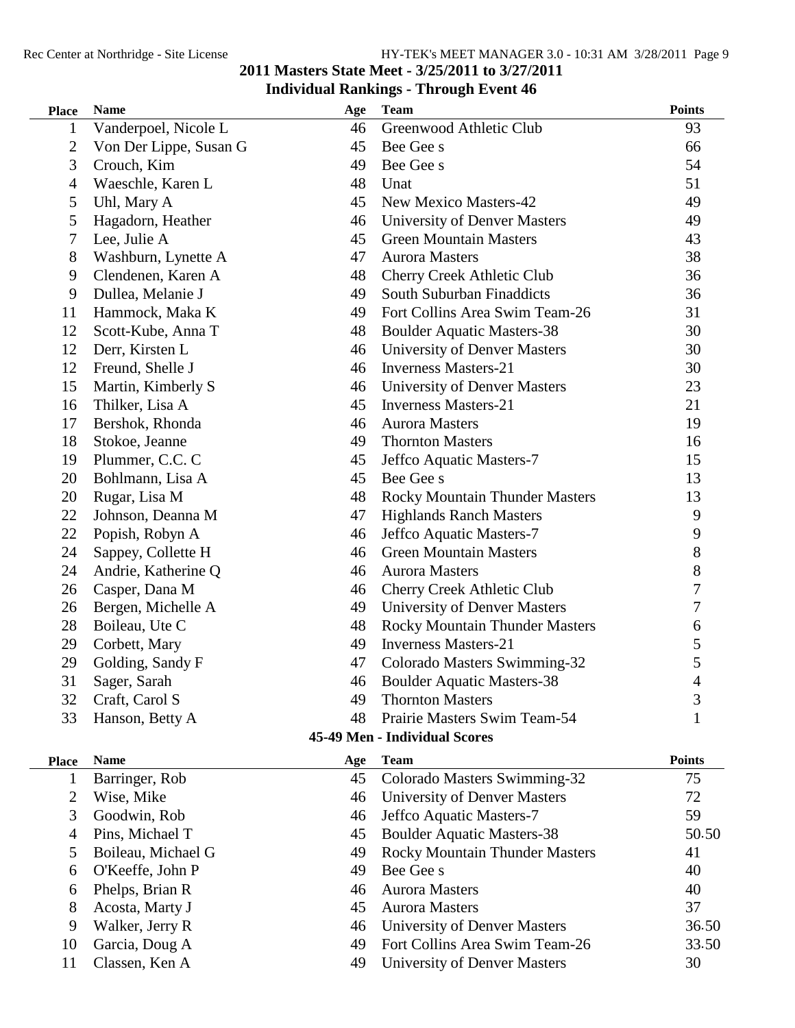## 2011 Masters State Meet - 3/25/2011 to 3/27/2011

### Individual Rankings - Through Event 46

| Place | Name | Age | Team | Points |
|---|---|---|---|---|
| 1 | Vanderpoel, Nicole L | 46 | Greenwood Athletic Club | 93 |
| 2 | Von Der Lippe, Susan G | 45 | Bee Gee s | 66 |
| 3 | Crouch, Kim | 49 | Bee Gee s | 54 |
| 4 | Waeschle, Karen L | 48 | Unat | 51 |
| 5 | Uhl, Mary A | 45 | New Mexico Masters-42 | 49 |
| 5 | Hagadorn, Heather | 46 | University of Denver Masters | 49 |
| 7 | Lee, Julie A | 45 | Green Mountain Masters | 43 |
| 8 | Washburn, Lynette A | 47 | Aurora Masters | 38 |
| 9 | Clendenen, Karen A | 48 | Cherry Creek Athletic Club | 36 |
| 9 | Dullea, Melanie J | 49 | South Suburban Finaddicts | 36 |
| 11 | Hammock, Maka K | 49 | Fort Collins Area Swim Team-26 | 31 |
| 12 | Scott-Kube, Anna T | 48 | Boulder Aquatic Masters-38 | 30 |
| 12 | Derr, Kirsten L | 46 | University of Denver Masters | 30 |
| 12 | Freund, Shelle J | 46 | Inverness Masters-21 | 30 |
| 15 | Martin, Kimberly S | 46 | University of Denver Masters | 23 |
| 16 | Thilker, Lisa A | 45 | Inverness Masters-21 | 21 |
| 17 | Bershok, Rhonda | 46 | Aurora Masters | 19 |
| 18 | Stokoe, Jeanne | 49 | Thornton Masters | 16 |
| 19 | Plummer, C.C. C | 45 | Jeffco Aquatic Masters-7 | 15 |
| 20 | Bohlmann, Lisa A | 45 | Bee Gee s | 13 |
| 20 | Rugar, Lisa M | 48 | Rocky Mountain Thunder Masters | 13 |
| 22 | Johnson, Deanna M | 47 | Highlands Ranch Masters | 9 |
| 22 | Popish, Robyn A | 46 | Jeffco Aquatic Masters-7 | 9 |
| 24 | Sappey, Collette H | 46 | Green Mountain Masters | 8 |
| 24 | Andrie, Katherine Q | 46 | Aurora Masters | 8 |
| 26 | Casper, Dana M | 46 | Cherry Creek Athletic Club | 7 |
| 26 | Bergen, Michelle A | 49 | University of Denver Masters | 7 |
| 28 | Boileau, Ute C | 48 | Rocky Mountain Thunder Masters | 6 |
| 29 | Corbett, Mary | 49 | Inverness Masters-21 | 5 |
| 29 | Golding, Sandy F | 47 | Colorado Masters Swimming-32 | 5 |
| 31 | Sager, Sarah | 46 | Boulder Aquatic Masters-38 | 4 |
| 32 | Craft, Carol S | 49 | Thornton Masters | 3 |
| 33 | Hanson, Betty A | 48 | Prairie Masters Swim Team-54 | 1 |

### 45-49 Men - Individual Scores

| Place | Name | Age | Team | Points |
|---|---|---|---|---|
| 1 | Barringer, Rob | 45 | Colorado Masters Swimming-32 | 75 |
| 2 | Wise, Mike | 46 | University of Denver Masters | 72 |
| 3 | Goodwin, Rob | 46 | Jeffco Aquatic Masters-7 | 59 |
| 4 | Pins, Michael T | 45 | Boulder Aquatic Masters-38 | 50.50 |
| 5 | Boileau, Michael G | 49 | Rocky Mountain Thunder Masters | 41 |
| 6 | O'Keeffe, John P | 49 | Bee Gee s | 40 |
| 6 | Phelps, Brian R | 46 | Aurora Masters | 40 |
| 8 | Acosta, Marty J | 45 | Aurora Masters | 37 |
| 9 | Walker, Jerry R | 46 | University of Denver Masters | 36.50 |
| 10 | Garcia, Doug A | 49 | Fort Collins Area Swim Team-26 | 33.50 |
| 11 | Classen, Ken A | 49 | University of Denver Masters | 30 |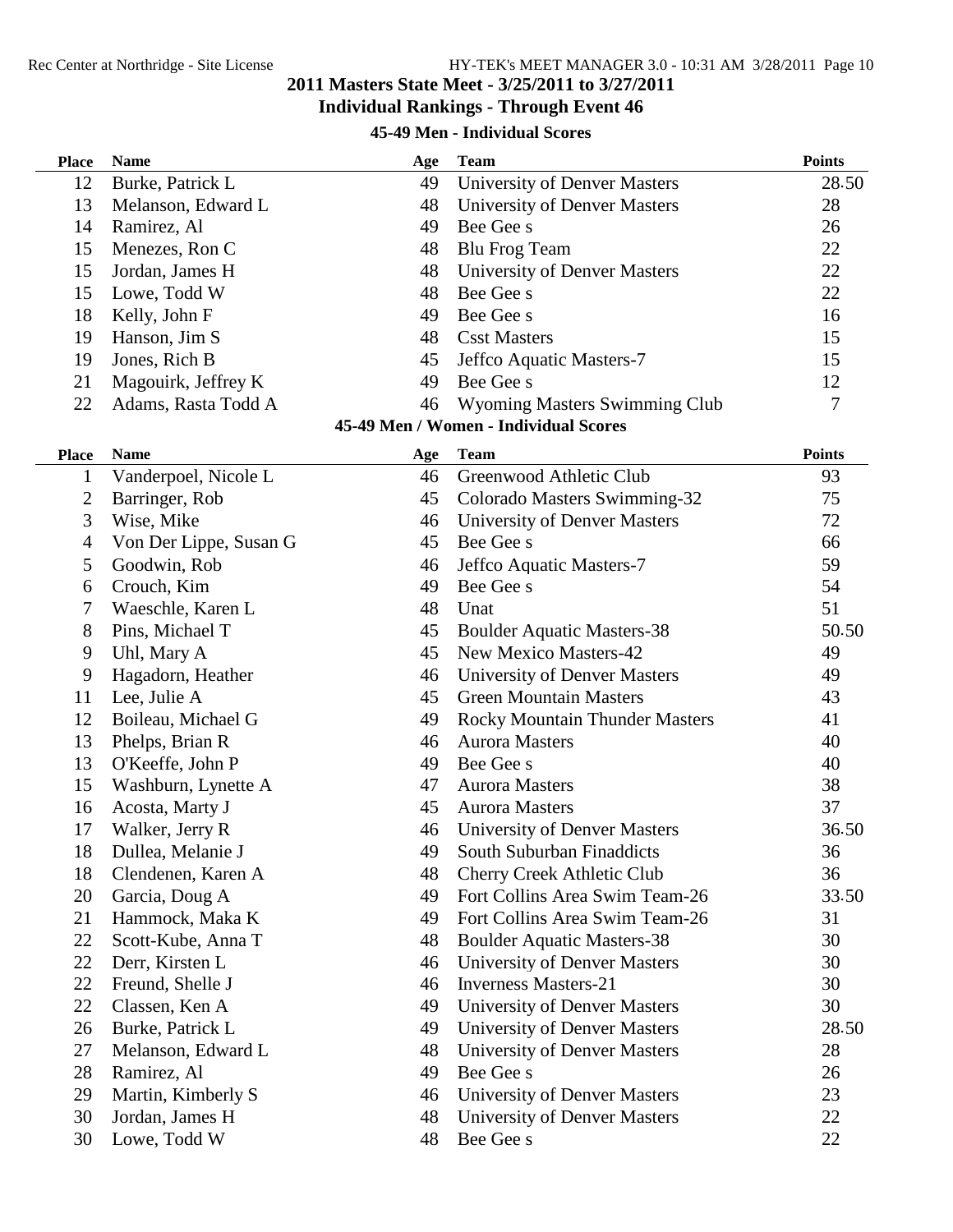## 2011 Masters State Meet - 3/25/2011 to 3/27/2011

## Individual Rankings - Through Event 46

### 45-49 Men - Individual Scores

| Place | Name | Age | Team | Points |
|---|---|---|---|---|
| 12 | Burke, Patrick L | 49 | University of Denver Masters | 28.50 |
| 13 | Melanson, Edward L | 48 | University of Denver Masters | 28 |
| 14 | Ramirez, Al | 49 | Bee Gee s | 26 |
| 15 | Menezes, Ron C | 48 | Blu Frog Team | 22 |
| 15 | Jordan, James H | 48 | University of Denver Masters | 22 |
| 15 | Lowe, Todd W | 48 | Bee Gee s | 22 |
| 18 | Kelly, John F | 49 | Bee Gee s | 16 |
| 19 | Hanson, Jim S | 48 | Csst Masters | 15 |
| 19 | Jones, Rich B | 45 | Jeffco Aquatic Masters-7 | 15 |
| 21 | Magouirk, Jeffrey K | 49 | Bee Gee s | 12 |
| 22 | Adams, Rasta Todd A | 46 | Wyoming Masters Swimming Club | 7 |

### 45-49 Men / Women - Individual Scores

| Place | Name | Age | Team | Points |
|---|---|---|---|---|
| 1 | Vanderpoel, Nicole L | 46 | Greenwood Athletic Club | 93 |
| 2 | Barringer, Rob | 45 | Colorado Masters Swimming-32 | 75 |
| 3 | Wise, Mike | 46 | University of Denver Masters | 72 |
| 4 | Von Der Lippe, Susan G | 45 | Bee Gee s | 66 |
| 5 | Goodwin, Rob | 46 | Jeffco Aquatic Masters-7 | 59 |
| 6 | Crouch, Kim | 49 | Bee Gee s | 54 |
| 7 | Waeschle, Karen L | 48 | Unat | 51 |
| 8 | Pins, Michael T | 45 | Boulder Aquatic Masters-38 | 50.50 |
| 9 | Uhl, Mary A | 45 | New Mexico Masters-42 | 49 |
| 9 | Hagadorn, Heather | 46 | University of Denver Masters | 49 |
| 11 | Lee, Julie A | 45 | Green Mountain Masters | 43 |
| 12 | Boileau, Michael G | 49 | Rocky Mountain Thunder Masters | 41 |
| 13 | Phelps, Brian R | 46 | Aurora Masters | 40 |
| 13 | O'Keeffe, John P | 49 | Bee Gee s | 40 |
| 15 | Washburn, Lynette A | 47 | Aurora Masters | 38 |
| 16 | Acosta, Marty J | 45 | Aurora Masters | 37 |
| 17 | Walker, Jerry R | 46 | University of Denver Masters | 36.50 |
| 18 | Dullea, Melanie J | 49 | South Suburban Finaddicts | 36 |
| 18 | Clendenen, Karen A | 48 | Cherry Creek Athletic Club | 36 |
| 20 | Garcia, Doug A | 49 | Fort Collins Area Swim Team-26 | 33.50 |
| 21 | Hammock, Maka K | 49 | Fort Collins Area Swim Team-26 | 31 |
| 22 | Scott-Kube, Anna T | 48 | Boulder Aquatic Masters-38 | 30 |
| 22 | Derr, Kirsten L | 46 | University of Denver Masters | 30 |
| 22 | Freund, Shelle J | 46 | Inverness Masters-21 | 30 |
| 22 | Classen, Ken A | 49 | University of Denver Masters | 30 |
| 26 | Burke, Patrick L | 49 | University of Denver Masters | 28.50 |
| 27 | Melanson, Edward L | 48 | University of Denver Masters | 28 |
| 28 | Ramirez, Al | 49 | Bee Gee s | 26 |
| 29 | Martin, Kimberly S | 46 | University of Denver Masters | 23 |
| 30 | Jordan, James H | 48 | University of Denver Masters | 22 |
| 30 | Lowe, Todd W | 48 | Bee Gee s | 22 |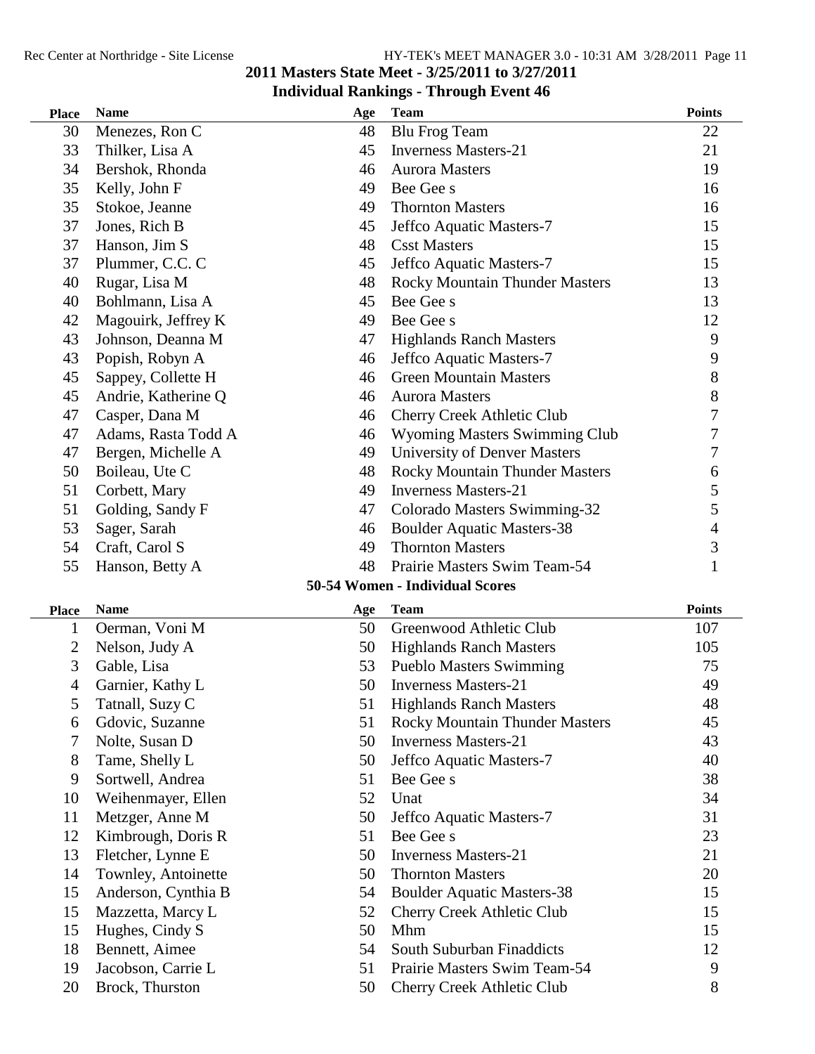## 2011 Masters State Meet - 3/25/2011 to 3/27/2011

## Individual Rankings - Through Event 46

| Place | Name | Age | Team | Points |
|---|---|---|---|---|
| 30 | Menezes, Ron C | 48 | Blu Frog Team | 22 |
| 33 | Thilker, Lisa A | 45 | Inverness Masters-21 | 21 |
| 34 | Bershok, Rhonda | 46 | Aurora Masters | 19 |
| 35 | Kelly, John F | 49 | Bee Gee s | 16 |
| 35 | Stokoe, Jeanne | 49 | Thornton Masters | 16 |
| 37 | Jones, Rich B | 45 | Jeffco Aquatic Masters-7 | 15 |
| 37 | Hanson, Jim S | 48 | Csst Masters | 15 |
| 37 | Plummer, C.C. C | 45 | Jeffco Aquatic Masters-7 | 15 |
| 40 | Rugar, Lisa M | 48 | Rocky Mountain Thunder Masters | 13 |
| 40 | Bohlmann, Lisa A | 45 | Bee Gee s | 13 |
| 42 | Magouirk, Jeffrey K | 49 | Bee Gee s | 12 |
| 43 | Johnson, Deanna M | 47 | Highlands Ranch Masters | 9 |
| 43 | Popish, Robyn A | 46 | Jeffco Aquatic Masters-7 | 9 |
| 45 | Sappey, Collette H | 46 | Green Mountain Masters | 8 |
| 45 | Andrie, Katherine Q | 46 | Aurora Masters | 8 |
| 47 | Casper, Dana M | 46 | Cherry Creek Athletic Club | 7 |
| 47 | Adams, Rasta Todd A | 46 | Wyoming Masters Swimming Club | 7 |
| 47 | Bergen, Michelle A | 49 | University of Denver Masters | 7 |
| 50 | Boileau, Ute C | 48 | Rocky Mountain Thunder Masters | 6 |
| 51 | Corbett, Mary | 49 | Inverness Masters-21 | 5 |
| 51 | Golding, Sandy F | 47 | Colorado Masters Swimming-32 | 5 |
| 53 | Sager, Sarah | 46 | Boulder Aquatic Masters-38 | 4 |
| 54 | Craft, Carol S | 49 | Thornton Masters | 3 |
| 55 | Hanson, Betty A | 48 | Prairie Masters Swim Team-54 | 1 |

### 50-54 Women - Individual Scores

| Place | Name | Age | Team | Points |
|---|---|---|---|---|
| 1 | Oerman, Voni M | 50 | Greenwood Athletic Club | 107 |
| 2 | Nelson, Judy A | 50 | Highlands Ranch Masters | 105 |
| 3 | Gable, Lisa | 53 | Pueblo Masters Swimming | 75 |
| 4 | Garnier, Kathy L | 50 | Inverness Masters-21 | 49 |
| 5 | Tatnall, Suzy C | 51 | Highlands Ranch Masters | 48 |
| 6 | Gdovic, Suzanne | 51 | Rocky Mountain Thunder Masters | 45 |
| 7 | Nolte, Susan D | 50 | Inverness Masters-21 | 43 |
| 8 | Tame, Shelly L | 50 | Jeffco Aquatic Masters-7 | 40 |
| 9 | Sortwell, Andrea | 51 | Bee Gee s | 38 |
| 10 | Weihenmayer, Ellen | 52 | Unat | 34 |
| 11 | Metzger, Anne M | 50 | Jeffco Aquatic Masters-7 | 31 |
| 12 | Kimbrough, Doris R | 51 | Bee Gee s | 23 |
| 13 | Fletcher, Lynne E | 50 | Inverness Masters-21 | 21 |
| 14 | Townley, Antoinette | 50 | Thornton Masters | 20 |
| 15 | Anderson, Cynthia B | 54 | Boulder Aquatic Masters-38 | 15 |
| 15 | Mazzetta, Marcy L | 52 | Cherry Creek Athletic Club | 15 |
| 15 | Hughes, Cindy S | 50 | Mhm | 15 |
| 18 | Bennett, Aimee | 54 | South Suburban Finaddicts | 12 |
| 19 | Jacobson, Carrie L | 51 | Prairie Masters Swim Team-54 | 9 |
| 20 | Brock, Thurston | 50 | Cherry Creek Athletic Club | 8 |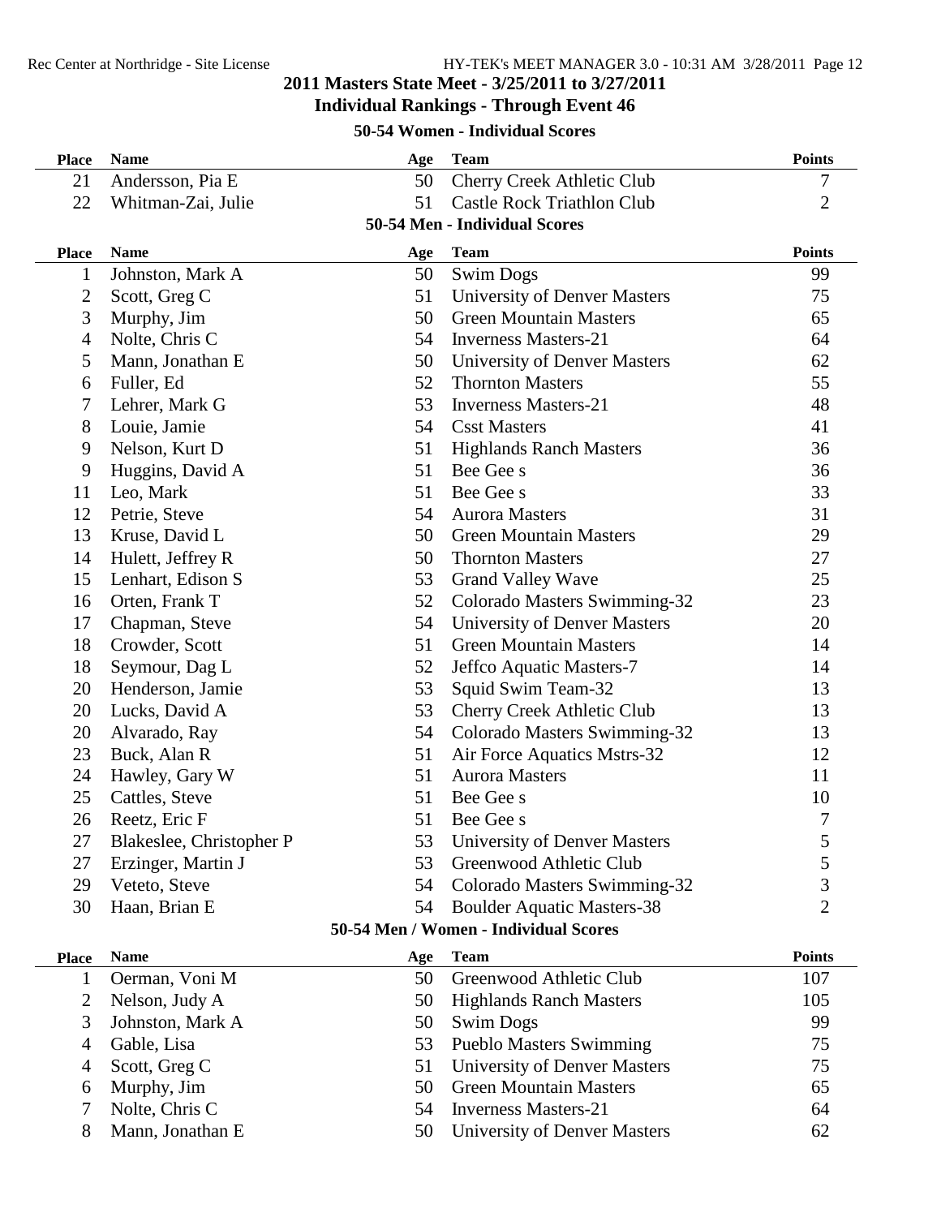## 2011 Masters State Meet - 3/25/2011 to 3/27/2011

## Individual Rankings - Through Event 46

### 50-54 Women - Individual Scores

| Place | Name | Age | Team | Points |
|---|---|---|---|---|
| 21 | Andersson, Pia E | 50 | Cherry Creek Athletic Club | 7 |
| 22 | Whitman-Zai, Julie | 51 | Castle Rock Triathlon Club | 2 |

### 50-54 Men - Individual Scores

| Place | Name | Age | Team | Points |
|---|---|---|---|---|
| 1 | Johnston, Mark A | 50 | Swim Dogs | 99 |
| 2 | Scott, Greg C | 51 | University of Denver Masters | 75 |
| 3 | Murphy, Jim | 50 | Green Mountain Masters | 65 |
| 4 | Nolte, Chris C | 54 | Inverness Masters-21 | 64 |
| 5 | Mann, Jonathan E | 50 | University of Denver Masters | 62 |
| 6 | Fuller, Ed | 52 | Thornton Masters | 55 |
| 7 | Lehrer, Mark G | 53 | Inverness Masters-21 | 48 |
| 8 | Louie, Jamie | 54 | Csst Masters | 41 |
| 9 | Nelson, Kurt D | 51 | Highlands Ranch Masters | 36 |
| 9 | Huggins, David A | 51 | Bee Gee s | 36 |
| 11 | Leo, Mark | 51 | Bee Gee s | 33 |
| 12 | Petrie, Steve | 54 | Aurora Masters | 31 |
| 13 | Kruse, David L | 50 | Green Mountain Masters | 29 |
| 14 | Hulett, Jeffrey R | 50 | Thornton Masters | 27 |
| 15 | Lenhart, Edison S | 53 | Grand Valley Wave | 25 |
| 16 | Orten, Frank T | 52 | Colorado Masters Swimming-32 | 23 |
| 17 | Chapman, Steve | 54 | University of Denver Masters | 20 |
| 18 | Crowder, Scott | 51 | Green Mountain Masters | 14 |
| 18 | Seymour, Dag L | 52 | Jeffco Aquatic Masters-7 | 14 |
| 20 | Henderson, Jamie | 53 | Squid Swim Team-32 | 13 |
| 20 | Lucks, David A | 53 | Cherry Creek Athletic Club | 13 |
| 20 | Alvarado, Ray | 54 | Colorado Masters Swimming-32 | 13 |
| 23 | Buck, Alan R | 51 | Air Force Aquatics Mstrs-32 | 12 |
| 24 | Hawley, Gary W | 51 | Aurora Masters | 11 |
| 25 | Cattles, Steve | 51 | Bee Gee s | 10 |
| 26 | Reetz, Eric F | 51 | Bee Gee s | 7 |
| 27 | Blakeslee, Christopher P | 53 | University of Denver Masters | 5 |
| 27 | Erzinger, Martin J | 53 | Greenwood Athletic Club | 5 |
| 29 | Veteto, Steve | 54 | Colorado Masters Swimming-32 | 3 |
| 30 | Haan, Brian E | 54 | Boulder Aquatic Masters-38 | 2 |

### 50-54 Men / Women - Individual Scores

| Place | Name | Age | Team | Points |
|---|---|---|---|---|
| 1 | Oerman, Voni M | 50 | Greenwood Athletic Club | 107 |
| 2 | Nelson, Judy A | 50 | Highlands Ranch Masters | 105 |
| 3 | Johnston, Mark A | 50 | Swim Dogs | 99 |
| 4 | Gable, Lisa | 53 | Pueblo Masters Swimming | 75 |
| 4 | Scott, Greg C | 51 | University of Denver Masters | 75 |
| 6 | Murphy, Jim | 50 | Green Mountain Masters | 65 |
| 7 | Nolte, Chris C | 54 | Inverness Masters-21 | 64 |
| 8 | Mann, Jonathan E | 50 | University of Denver Masters | 62 |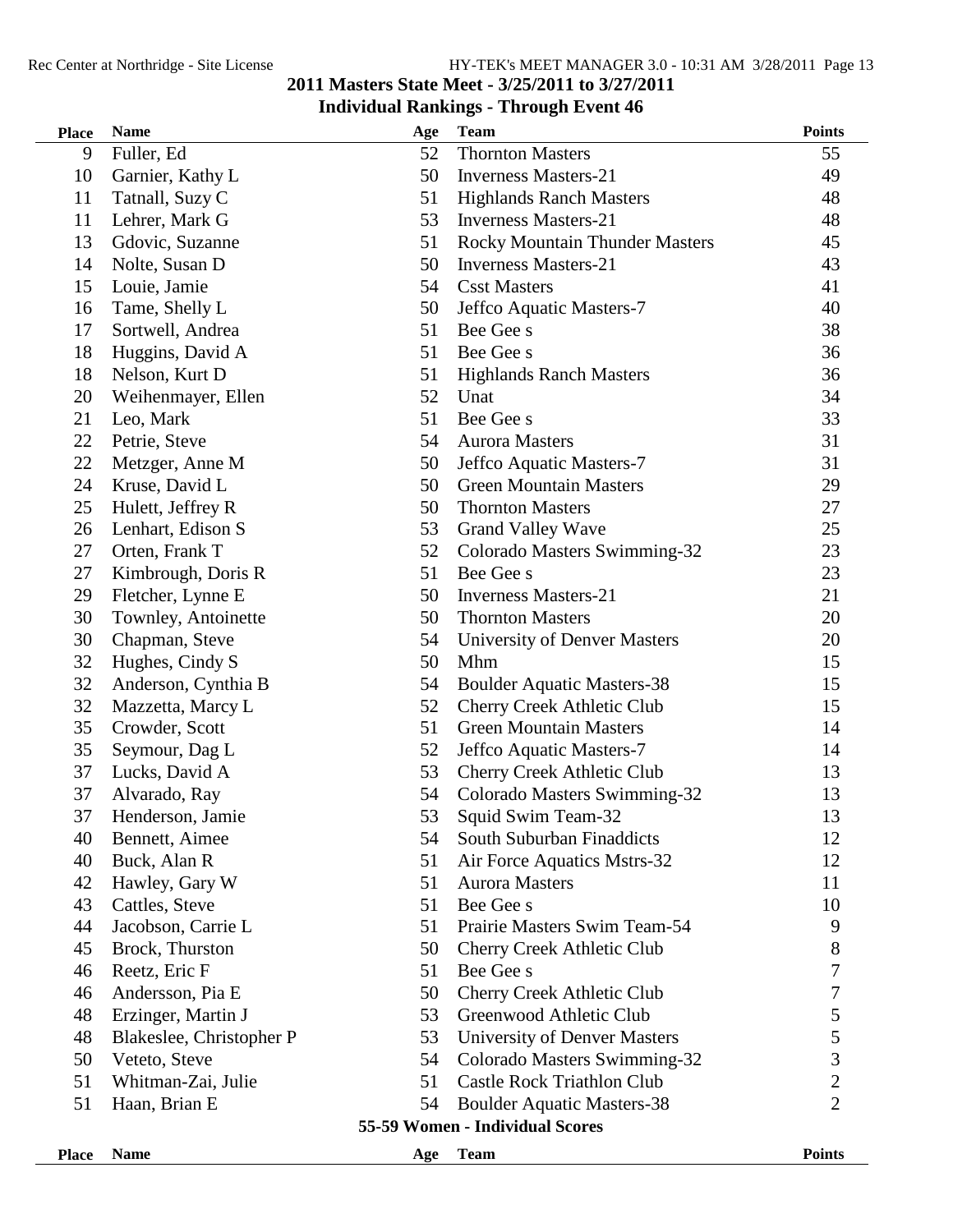## 2011 Masters State Meet - 3/25/2011 to 3/27/2011

### Individual Rankings - Through Event 46

| Place | Name | Age | Team | Points |
|---|---|---|---|---|
| 9 | Fuller, Ed | 52 | Thornton Masters | 55 |
| 10 | Garnier, Kathy L | 50 | Inverness Masters-21 | 49 |
| 11 | Tatnall, Suzy C | 51 | Highlands Ranch Masters | 48 |
| 11 | Lehrer, Mark G | 53 | Inverness Masters-21 | 48 |
| 13 | Gdovic, Suzanne | 51 | Rocky Mountain Thunder Masters | 45 |
| 14 | Nolte, Susan D | 50 | Inverness Masters-21 | 43 |
| 15 | Louie, Jamie | 54 | Csst Masters | 41 |
| 16 | Tame, Shelly L | 50 | Jeffco Aquatic Masters-7 | 40 |
| 17 | Sortwell, Andrea | 51 | Bee Gee s | 38 |
| 18 | Huggins, David A | 51 | Bee Gee s | 36 |
| 18 | Nelson, Kurt D | 51 | Highlands Ranch Masters | 36 |
| 20 | Weihenmayer, Ellen | 52 | Unat | 34 |
| 21 | Leo, Mark | 51 | Bee Gee s | 33 |
| 22 | Petrie, Steve | 54 | Aurora Masters | 31 |
| 22 | Metzger, Anne M | 50 | Jeffco Aquatic Masters-7 | 31 |
| 24 | Kruse, David L | 50 | Green Mountain Masters | 29 |
| 25 | Hulett, Jeffrey R | 50 | Thornton Masters | 27 |
| 26 | Lenhart, Edison S | 53 | Grand Valley Wave | 25 |
| 27 | Orten, Frank T | 52 | Colorado Masters Swimming-32 | 23 |
| 27 | Kimbrough, Doris R | 51 | Bee Gee s | 23 |
| 29 | Fletcher, Lynne E | 50 | Inverness Masters-21 | 21 |
| 30 | Townley, Antoinette | 50 | Thornton Masters | 20 |
| 30 | Chapman, Steve | 54 | University of Denver Masters | 20 |
| 32 | Hughes, Cindy S | 50 | Mhm | 15 |
| 32 | Anderson, Cynthia B | 54 | Boulder Aquatic Masters-38 | 15 |
| 32 | Mazzetta, Marcy L | 52 | Cherry Creek Athletic Club | 15 |
| 35 | Crowder, Scott | 51 | Green Mountain Masters | 14 |
| 35 | Seymour, Dag L | 52 | Jeffco Aquatic Masters-7 | 14 |
| 37 | Lucks, David A | 53 | Cherry Creek Athletic Club | 13 |
| 37 | Alvarado, Ray | 54 | Colorado Masters Swimming-32 | 13 |
| 37 | Henderson, Jamie | 53 | Squid Swim Team-32 | 13 |
| 40 | Bennett, Aimee | 54 | South Suburban Finaddicts | 12 |
| 40 | Buck, Alan R | 51 | Air Force Aquatics Mstrs-32 | 12 |
| 42 | Hawley, Gary W | 51 | Aurora Masters | 11 |
| 43 | Cattles, Steve | 51 | Bee Gee s | 10 |
| 44 | Jacobson, Carrie L | 51 | Prairie Masters Swim Team-54 | 9 |
| 45 | Brock, Thurston | 50 | Cherry Creek Athletic Club | 8 |
| 46 | Reetz, Eric F | 51 | Bee Gee s | 7 |
| 46 | Andersson, Pia E | 50 | Cherry Creek Athletic Club | 7 |
| 48 | Erzinger, Martin J | 53 | Greenwood Athletic Club | 5 |
| 48 | Blakeslee, Christopher P | 53 | University of Denver Masters | 5 |
| 50 | Veteto, Steve | 54 | Colorado Masters Swimming-32 | 3 |
| 51 | Whitman-Zai, Julie | 51 | Castle Rock Triathlon Club | 2 |
| 51 | Haan, Brian E | 54 | Boulder Aquatic Masters-38 | 2 |

### 55-59 Women - Individual Scores

| Place | Name | Age | Team | Points |
|---|---|---|---|---|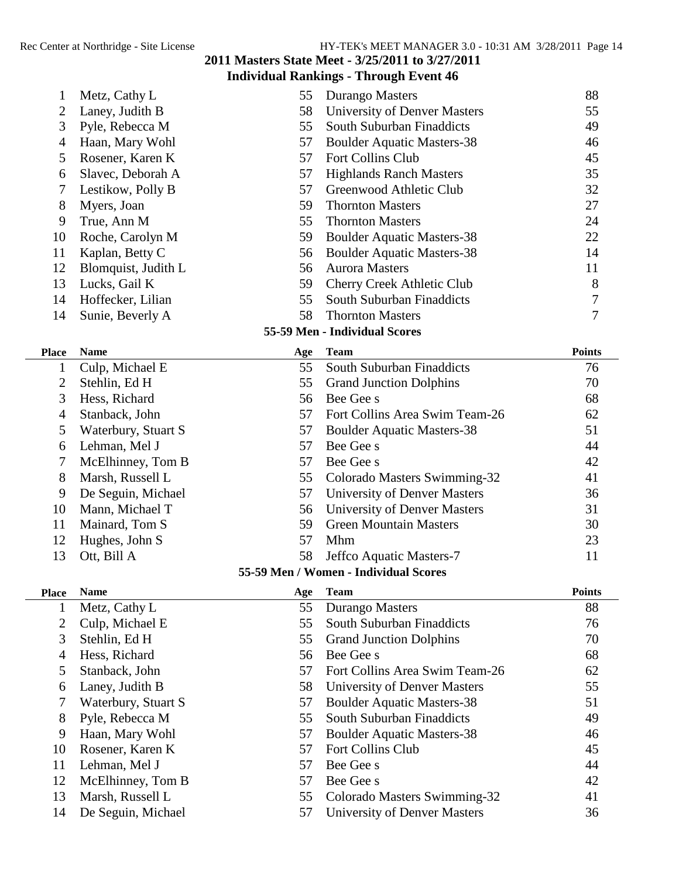## 2011 Masters State Meet - 3/25/2011 to 3/27/2011

### Individual Rankings - Through Event 46

| Place | Name | Age | Team | Points |
|---|---|---|---|---|
| 1 | Metz, Cathy L | 55 | Durango Masters | 88 |
| 2 | Laney, Judith B | 58 | University of Denver Masters | 55 |
| 3 | Pyle, Rebecca M | 55 | South Suburban Finaddicts | 49 |
| 4 | Haan, Mary Wohl | 57 | Boulder Aquatic Masters-38 | 46 |
| 5 | Rosener, Karen K | 57 | Fort Collins Club | 45 |
| 6 | Slavec, Deborah A | 57 | Highlands Ranch Masters | 35 |
| 7 | Lestikow, Polly B | 57 | Greenwood Athletic Club | 32 |
| 8 | Myers, Joan | 59 | Thornton Masters | 27 |
| 9 | True, Ann M | 55 | Thornton Masters | 24 |
| 10 | Roche, Carolyn M | 59 | Boulder Aquatic Masters-38 | 22 |
| 11 | Kaplan, Betty C | 56 | Boulder Aquatic Masters-38 | 14 |
| 12 | Blomquist, Judith L | 56 | Aurora Masters | 11 |
| 13 | Lucks, Gail K | 59 | Cherry Creek Athletic Club | 8 |
| 14 | Hoffecker, Lilian | 55 | South Suburban Finaddicts | 7 |
| 14 | Sunie, Beverly A | 58 | Thornton Masters | 7 |

### 55-59 Men - Individual Scores

| Place | Name | Age | Team | Points |
|---|---|---|---|---|
| 1 | Culp, Michael E | 55 | South Suburban Finaddicts | 76 |
| 2 | Stehlin, Ed H | 55 | Grand Junction Dolphins | 70 |
| 3 | Hess, Richard | 56 | Bee Gee s | 68 |
| 4 | Stanback, John | 57 | Fort Collins Area Swim Team-26 | 62 |
| 5 | Waterbury, Stuart S | 57 | Boulder Aquatic Masters-38 | 51 |
| 6 | Lehman, Mel J | 57 | Bee Gee s | 44 |
| 7 | McElhinney, Tom B | 57 | Bee Gee s | 42 |
| 8 | Marsh, Russell L | 55 | Colorado Masters Swimming-32 | 41 |
| 9 | De Seguin, Michael | 57 | University of Denver Masters | 36 |
| 10 | Mann, Michael T | 56 | University of Denver Masters | 31 |
| 11 | Mainard, Tom S | 59 | Green Mountain Masters | 30 |
| 12 | Hughes, John S | 57 | Mhm | 23 |
| 13 | Ott, Bill A | 58 | Jeffco Aquatic Masters-7 | 11 |

### 55-59 Men / Women - Individual Scores

| Place | Name | Age | Team | Points |
|---|---|---|---|---|
| 1 | Metz, Cathy L | 55 | Durango Masters | 88 |
| 2 | Culp, Michael E | 55 | South Suburban Finaddicts | 76 |
| 3 | Stehlin, Ed H | 55 | Grand Junction Dolphins | 70 |
| 4 | Hess, Richard | 56 | Bee Gee s | 68 |
| 5 | Stanback, John | 57 | Fort Collins Area Swim Team-26 | 62 |
| 6 | Laney, Judith B | 58 | University of Denver Masters | 55 |
| 7 | Waterbury, Stuart S | 57 | Boulder Aquatic Masters-38 | 51 |
| 8 | Pyle, Rebecca M | 55 | South Suburban Finaddicts | 49 |
| 9 | Haan, Mary Wohl | 57 | Boulder Aquatic Masters-38 | 46 |
| 10 | Rosener, Karen K | 57 | Fort Collins Club | 45 |
| 11 | Lehman, Mel J | 57 | Bee Gee s | 44 |
| 12 | McElhinney, Tom B | 57 | Bee Gee s | 42 |
| 13 | Marsh, Russell L | 55 | Colorado Masters Swimming-32 | 41 |
| 14 | De Seguin, Michael | 57 | University of Denver Masters | 36 |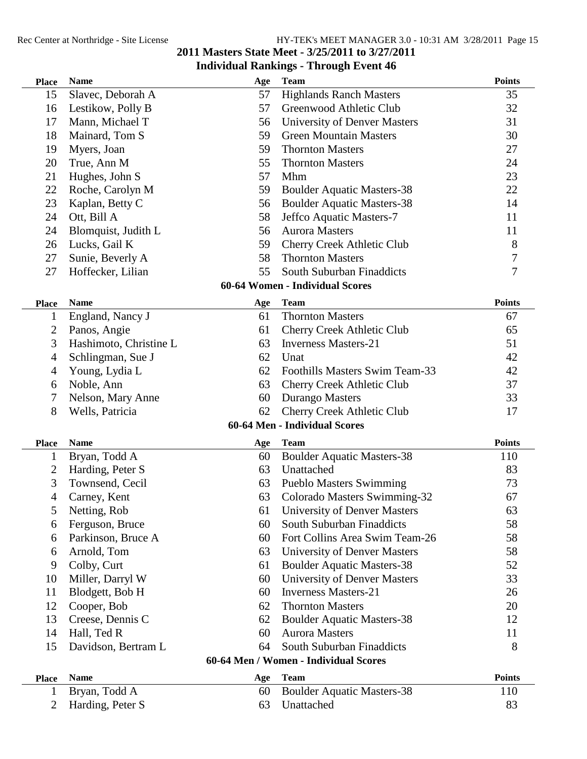## 2011 Masters State Meet - 3/25/2011 to 3/27/2011

### Individual Rankings - Through Event 46

| Place | Name | Age | Team | Points |
|---|---|---|---|---|
| 15 | Slavec, Deborah A | 57 | Highlands Ranch Masters | 35 |
| 16 | Lestikow, Polly B | 57 | Greenwood Athletic Club | 32 |
| 17 | Mann, Michael T | 56 | University of Denver Masters | 31 |
| 18 | Mainard, Tom S | 59 | Green Mountain Masters | 30 |
| 19 | Myers, Joan | 59 | Thornton Masters | 27 |
| 20 | True, Ann M | 55 | Thornton Masters | 24 |
| 21 | Hughes, John S | 57 | Mhm | 23 |
| 22 | Roche, Carolyn M | 59 | Boulder Aquatic Masters-38 | 22 |
| 23 | Kaplan, Betty C | 56 | Boulder Aquatic Masters-38 | 14 |
| 24 | Ott, Bill A | 58 | Jeffco Aquatic Masters-7 | 11 |
| 24 | Blomquist, Judith L | 56 | Aurora Masters | 11 |
| 26 | Lucks, Gail K | 59 | Cherry Creek Athletic Club | 8 |
| 27 | Sunie, Beverly A | 58 | Thornton Masters | 7 |
| 27 | Hoffecker, Lilian | 55 | South Suburban Finaddicts | 7 |

### 60-64 Women - Individual Scores

| Place | Name | Age | Team | Points |
|---|---|---|---|---|
| 1 | England, Nancy J | 61 | Thornton Masters | 67 |
| 2 | Panos, Angie | 61 | Cherry Creek Athletic Club | 65 |
| 3 | Hashimoto, Christine L | 63 | Inverness Masters-21 | 51 |
| 4 | Schlingman, Sue J | 62 | Unat | 42 |
| 4 | Young, Lydia L | 62 | Foothills Masters Swim Team-33 | 42 |
| 6 | Noble, Ann | 63 | Cherry Creek Athletic Club | 37 |
| 7 | Nelson, Mary Anne | 60 | Durango Masters | 33 |
| 8 | Wells, Patricia | 62 | Cherry Creek Athletic Club | 17 |

### 60-64 Men - Individual Scores

| Place | Name | Age | Team | Points |
|---|---|---|---|---|
| 1 | Bryan, Todd A | 60 | Boulder Aquatic Masters-38 | 110 |
| 2 | Harding, Peter S | 63 | Unattached | 83 |
| 3 | Townsend, Cecil | 63 | Pueblo Masters Swimming | 73 |
| 4 | Carney, Kent | 63 | Colorado Masters Swimming-32 | 67 |
| 5 | Netting, Rob | 61 | University of Denver Masters | 63 |
| 6 | Ferguson, Bruce | 60 | South Suburban Finaddicts | 58 |
| 6 | Parkinson, Bruce A | 60 | Fort Collins Area Swim Team-26 | 58 |
| 6 | Arnold, Tom | 63 | University of Denver Masters | 58 |
| 9 | Colby, Curt | 61 | Boulder Aquatic Masters-38 | 52 |
| 10 | Miller, Darryl W | 60 | University of Denver Masters | 33 |
| 11 | Blodgett, Bob H | 60 | Inverness Masters-21 | 26 |
| 12 | Cooper, Bob | 62 | Thornton Masters | 20 |
| 13 | Creese, Dennis C | 62 | Boulder Aquatic Masters-38 | 12 |
| 14 | Hall, Ted R | 60 | Aurora Masters | 11 |
| 15 | Davidson, Bertram L | 64 | South Suburban Finaddicts | 8 |

### 60-64 Men / Women - Individual Scores

| Place | Name | Age | Team | Points |
|---|---|---|---|---|
| 1 | Bryan, Todd A | 60 | Boulder Aquatic Masters-38 | 110 |
| 2 | Harding, Peter S | 63 | Unattached | 83 |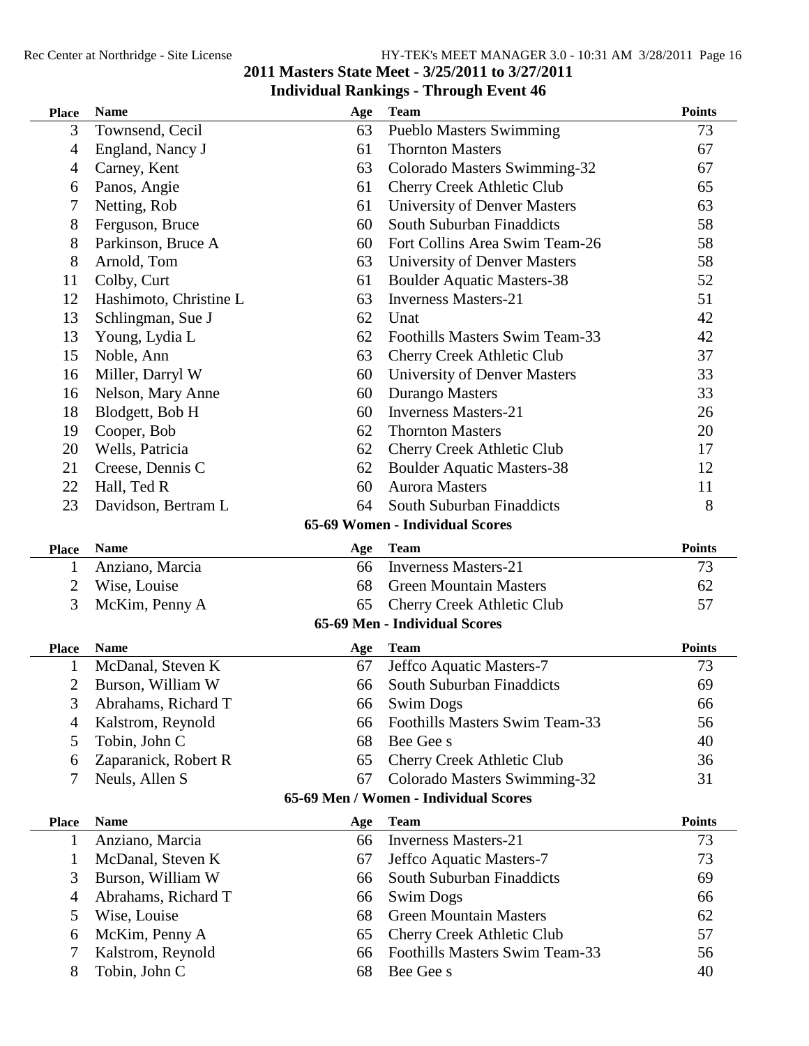## 2011 Masters State Meet - 3/25/2011 to 3/27/2011

## Individual Rankings - Through Event 46

| Place | Name | Age | Team | Points |
|---|---|---|---|---|
| 3 | Townsend, Cecil | 63 | Pueblo Masters Swimming | 73 |
| 4 | England, Nancy J | 61 | Thornton Masters | 67 |
| 4 | Carney, Kent | 63 | Colorado Masters Swimming-32 | 67 |
| 6 | Panos, Angie | 61 | Cherry Creek Athletic Club | 65 |
| 7 | Netting, Rob | 61 | University of Denver Masters | 63 |
| 8 | Ferguson, Bruce | 60 | South Suburban Finaddicts | 58 |
| 8 | Parkinson, Bruce A | 60 | Fort Collins Area Swim Team-26 | 58 |
| 8 | Arnold, Tom | 63 | University of Denver Masters | 58 |
| 11 | Colby, Curt | 61 | Boulder Aquatic Masters-38 | 52 |
| 12 | Hashimoto, Christine L | 63 | Inverness Masters-21 | 51 |
| 13 | Schlingman, Sue J | 62 | Unat | 42 |
| 13 | Young, Lydia L | 62 | Foothills Masters Swim Team-33 | 42 |
| 15 | Noble, Ann | 63 | Cherry Creek Athletic Club | 37 |
| 16 | Miller, Darryl W | 60 | University of Denver Masters | 33 |
| 16 | Nelson, Mary Anne | 60 | Durango Masters | 33 |
| 18 | Blodgett, Bob H | 60 | Inverness Masters-21 | 26 |
| 19 | Cooper, Bob | 62 | Thornton Masters | 20 |
| 20 | Wells, Patricia | 62 | Cherry Creek Athletic Club | 17 |
| 21 | Creese, Dennis C | 62 | Boulder Aquatic Masters-38 | 12 |
| 22 | Hall, Ted R | 60 | Aurora Masters | 11 |
| 23 | Davidson, Bertram L | 64 | South Suburban Finaddicts | 8 |

### 65-69 Women - Individual Scores

| Place | Name | Age | Team | Points |
|---|---|---|---|---|
| 1 | Anziano, Marcia | 66 | Inverness Masters-21 | 73 |
| 2 | Wise, Louise | 68 | Green Mountain Masters | 62 |
| 3 | McKim, Penny A | 65 | Cherry Creek Athletic Club | 57 |

### 65-69 Men - Individual Scores

| Place | Name | Age | Team | Points |
|---|---|---|---|---|
| 1 | McDanal, Steven K | 67 | Jeffco Aquatic Masters-7 | 73 |
| 2 | Burson, William W | 66 | South Suburban Finaddicts | 69 |
| 3 | Abrahams, Richard T | 66 | Swim Dogs | 66 |
| 4 | Kalstrom, Reynold | 66 | Foothills Masters Swim Team-33 | 56 |
| 5 | Tobin, John C | 68 | Bee Gee s | 40 |
| 6 | Zaparanick, Robert R | 65 | Cherry Creek Athletic Club | 36 |
| 7 | Neuls, Allen S | 67 | Colorado Masters Swimming-32 | 31 |

### 65-69 Men / Women - Individual Scores

| Place | Name | Age | Team | Points |
|---|---|---|---|---|
| 1 | Anziano, Marcia | 66 | Inverness Masters-21 | 73 |
| 1 | McDanal, Steven K | 67 | Jeffco Aquatic Masters-7 | 73 |
| 3 | Burson, William W | 66 | South Suburban Finaddicts | 69 |
| 4 | Abrahams, Richard T | 66 | Swim Dogs | 66 |
| 5 | Wise, Louise | 68 | Green Mountain Masters | 62 |
| 6 | McKim, Penny A | 65 | Cherry Creek Athletic Club | 57 |
| 7 | Kalstrom, Reynold | 66 | Foothills Masters Swim Team-33 | 56 |
| 8 | Tobin, John C | 68 | Bee Gee s | 40 |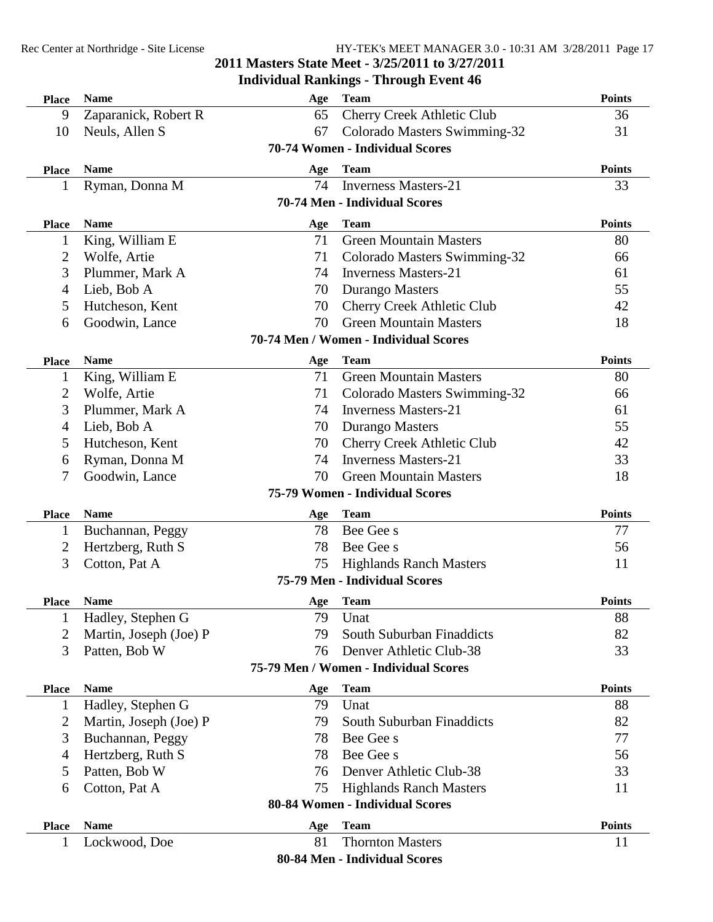## 2011 Masters State Meet - 3/25/2011 to 3/27/2011

### Individual Rankings - Through Event 46

| Place | Name | Age | Team | Points |
|---|---|---|---|---|
| 9 | Zaparanick, Robert R | 65 | Cherry Creek Athletic Club | 36 |
| 10 | Neuls, Allen S | 67 | Colorado Masters Swimming-32 | 31 |

#### 70-74 Women - Individual Scores

| Place | Name | Age | Team | Points |
|---|---|---|---|---|
| 1 | Ryman, Donna M | 74 | Inverness Masters-21 | 33 |

#### 70-74 Men - Individual Scores

| Place | Name | Age | Team | Points |
|---|---|---|---|---|
| 1 | King, William E | 71 | Green Mountain Masters | 80 |
| 2 | Wolfe, Artie | 71 | Colorado Masters Swimming-32 | 66 |
| 3 | Plummer, Mark A | 74 | Inverness Masters-21 | 61 |
| 4 | Lieb, Bob A | 70 | Durango Masters | 55 |
| 5 | Hutcheson, Kent | 70 | Cherry Creek Athletic Club | 42 |
| 6 | Goodwin, Lance | 70 | Green Mountain Masters | 18 |

#### 70-74 Men / Women - Individual Scores

| Place | Name | Age | Team | Points |
|---|---|---|---|---|
| 1 | King, William E | 71 | Green Mountain Masters | 80 |
| 2 | Wolfe, Artie | 71 | Colorado Masters Swimming-32 | 66 |
| 3 | Plummer, Mark A | 74 | Inverness Masters-21 | 61 |
| 4 | Lieb, Bob A | 70 | Durango Masters | 55 |
| 5 | Hutcheson, Kent | 70 | Cherry Creek Athletic Club | 42 |
| 6 | Ryman, Donna M | 74 | Inverness Masters-21 | 33 |
| 7 | Goodwin, Lance | 70 | Green Mountain Masters | 18 |

#### 75-79 Women - Individual Scores

| Place | Name | Age | Team | Points |
|---|---|---|---|---|
| 1 | Buchannan, Peggy | 78 | Bee Gee s | 77 |
| 2 | Hertzberg, Ruth S | 78 | Bee Gee s | 56 |
| 3 | Cotton, Pat A | 75 | Highlands Ranch Masters | 11 |

#### 75-79 Men - Individual Scores

| Place | Name | Age | Team | Points |
|---|---|---|---|---|
| 1 | Hadley, Stephen G | 79 | Unat | 88 |
| 2 | Martin, Joseph (Joe) P | 79 | South Suburban Finaddicts | 82 |
| 3 | Patten, Bob W | 76 | Denver Athletic Club-38 | 33 |

#### 75-79 Men / Women - Individual Scores

| Place | Name | Age | Team | Points |
|---|---|---|---|---|
| 1 | Hadley, Stephen G | 79 | Unat | 88 |
| 2 | Martin, Joseph (Joe) P | 79 | South Suburban Finaddicts | 82 |
| 3 | Buchannan, Peggy | 78 | Bee Gee s | 77 |
| 4 | Hertzberg, Ruth S | 78 | Bee Gee s | 56 |
| 5 | Patten, Bob W | 76 | Denver Athletic Club-38 | 33 |
| 6 | Cotton, Pat A | 75 | Highlands Ranch Masters | 11 |

#### 80-84 Women - Individual Scores

| Place | Name | Age | Team | Points |
|---|---|---|---|---|
| 1 | Lockwood, Doe | 81 | Thornton Masters | 11 |

#### 80-84 Men - Individual Scores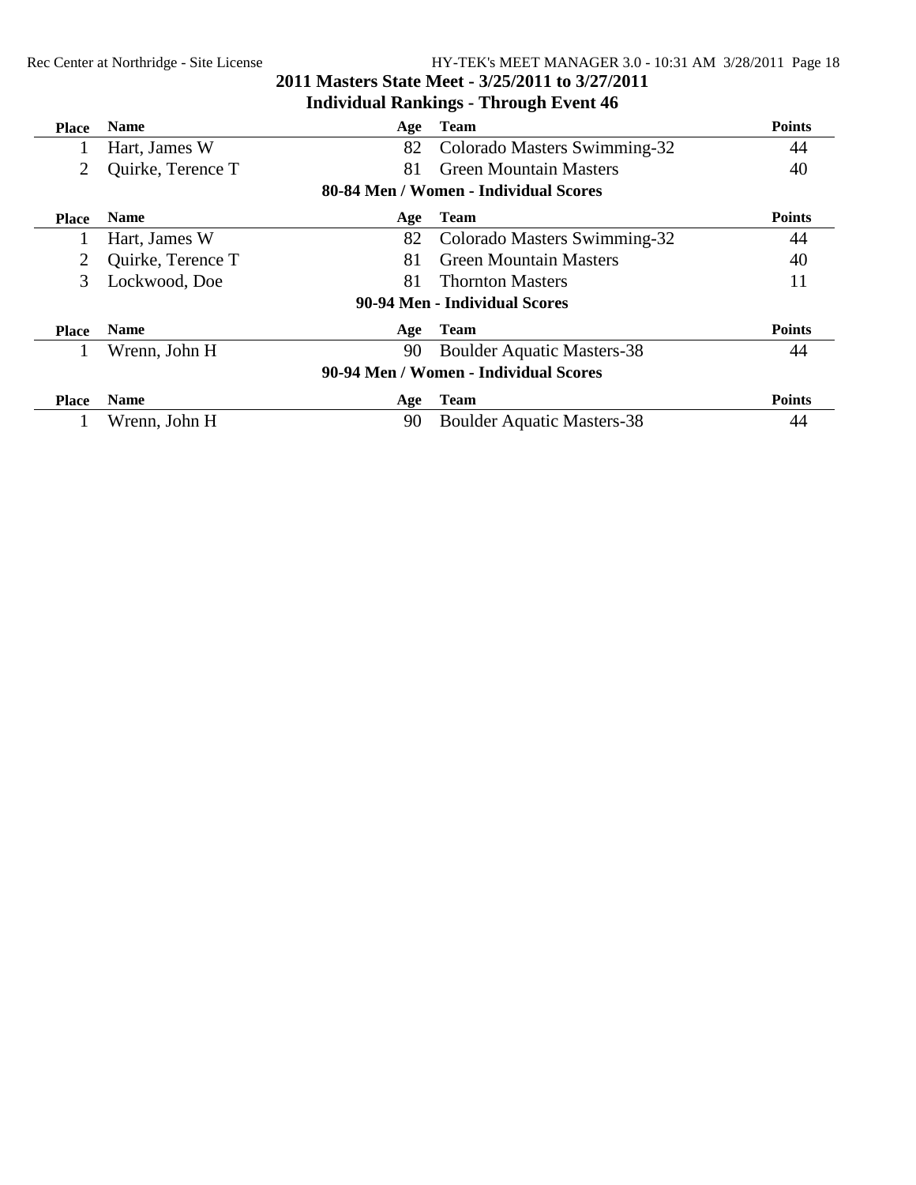## 2011 Masters State Meet - 3/25/2011 to 3/27/2011

## Individual Rankings - Through Event 46

| Place | Name | Age | Team | Points |
|---|---|---|---|---|
| 1 | Hart, James W | 82 | Colorado Masters Swimming-32 | 44 |
| 2 | Quirke, Terence T | 81 | Green Mountain Masters | 40 |

### 80-84 Men / Women - Individual Scores

| Place | Name | Age | Team | Points |
|---|---|---|---|---|
| 1 | Hart, James W | 82 | Colorado Masters Swimming-32 | 44 |
| 2 | Quirke, Terence T | 81 | Green Mountain Masters | 40 |
| 3 | Lockwood, Doe | 81 | Thornton Masters | 11 |

### 90-94 Men - Individual Scores

| Place | Name | Age | Team | Points |
|---|---|---|---|---|
| 1 | Wrenn, John H | 90 | Boulder Aquatic Masters-38 | 44 |

### 90-94 Men / Women - Individual Scores

| Place | Name | Age | Team | Points |
|---|---|---|---|---|
| 1 | Wrenn, John H | 90 | Boulder Aquatic Masters-38 | 44 |